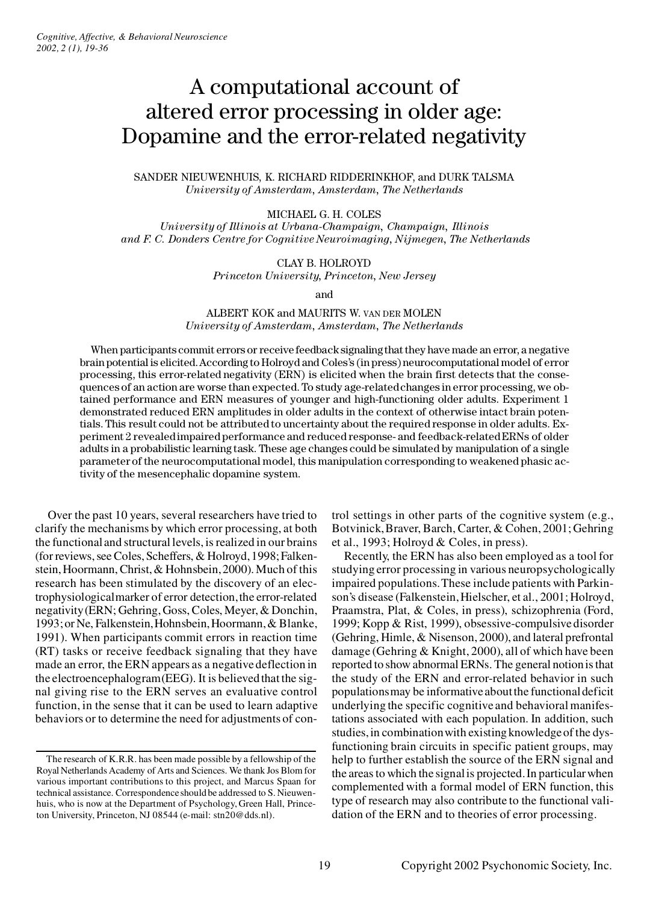# A computational account of altered error processing in older age: Dopamine and the error-related negativity

SANDER NIEUWENHUIS, K. RICHARD RIDDERINKHOF, and DURK TALSMA
*University of Amsterdam, Amsterdam, The Netherlands*

MICHAEL G. H. COLES
*University of Illinois at Urbana-Champaign, Champaign, Illinois and F. C. Donders Centre for Cognitive Neuroimaging, Nijmegen, The Netherlands*

CLAY B. HOLROYD
*Princeton University, Princeton, New Jersey*

and

ALBERT KOK and MAURITS W. VAN DER MOLEN
*University of Amsterdam, Amsterdam, The Netherlands*

When participants commit errors or receive feedback signaling that they have made an error, a negative brain potential is elicited. According to Holroyd and Coles's (in press) neurocomputational model of error processing, this error-related negativity (ERN) is elicited when the brain first detects that the consequences of an action are worse than expected. To study age-related changes in error processing, we obtained performance and ERN measures of younger and high-functioning older adults. Experiment 1 demonstrated reduced ERN amplitudes in older adults in the context of otherwise intact brain potentials. This result could not be attributed to uncertainty about the required response in older adults. Experiment 2 revealed impaired performance and reduced response- and feedback-related ERNs of older adults in a probabilistic learning task. These age changes could be simulated by manipulation of a single parameter of the neurocomputational model, this manipulation corresponding to weakened phasic activity of the mesencephalic dopamine system.

Over the past 10 years, several researchers have tried to clarify the mechanisms by which error processing, at both the functional and structural levels, is realized in our brains (for reviews, see Coles, Scheffers, & Holroyd, 1998; Falkenstein, Hoormann, Christ, & Hohnsbein, 2000). Much of this research has been stimulated by the discovery of an electrophysiological marker of error detection, the error-related negativity (ERN; Gehring, Goss, Coles, Meyer, & Donchin, 1993; or Ne, Falkenstein, Hohnsbein, Hoormann, & Blanke, 1991). When participants commit errors in reaction time (RT) tasks or receive feedback signaling that they have made an error, the ERN appears as a negative deflection in the electroencephalogram (EEG). It is believed that the signal giving rise to the ERN serves an evaluative control function, in the sense that it can be used to learn adaptive behaviors or to determine the need for adjustments of control settings in other parts of the cognitive system (e.g., Botvinick, Braver, Barch, Carter, & Cohen, 2001; Gehring et al., 1993; Holroyd & Coles, in press).

Recently, the ERN has also been employed as a tool for studying error processing in various neuropsychologically impaired populations. These include patients with Parkinson's disease (Falkenstein, Hielscher, et al., 2001; Holroyd, Praamstra, Plat, & Coles, in press), schizophrenia (Ford, 1999; Kopp & Rist, 1999), obsessive-compulsive disorder (Gehring, Himle, & Nisenson, 2000), and lateral prefrontal damage (Gehring & Knight, 2000), all of which have been reported to show abnormal ERNs. The general notion is that the study of the ERN and error-related behavior in such populations may be informative about the functional deficit underlying the specific cognitive and behavioral manifestations associated with each population. In addition, such studies, in combination with existing knowledge of the dysfunctioning brain circuits in specific patient groups, may help to further establish the source of the ERN signal and the areas to which the signal is projected. In particular when complemented with a formal model of ERN function, this type of research may also contribute to the functional validation of the ERN and to theories of error processing.

The research of K.R.R. has been made possible by a fellowship of the Royal Netherlands Academy of Arts and Sciences. We thank Jos Blom for various important contributions to this project, and Marcus Spaan for technical assistance. Correspondence should be addressed to S. Nieuwenhuis, who is now at the Department of Psychology, Green Hall, Princeton University, Princeton, NJ 08544 (e-mail: stn20@dds.nl).

Copyright 2002 Psychonomic Society, Inc.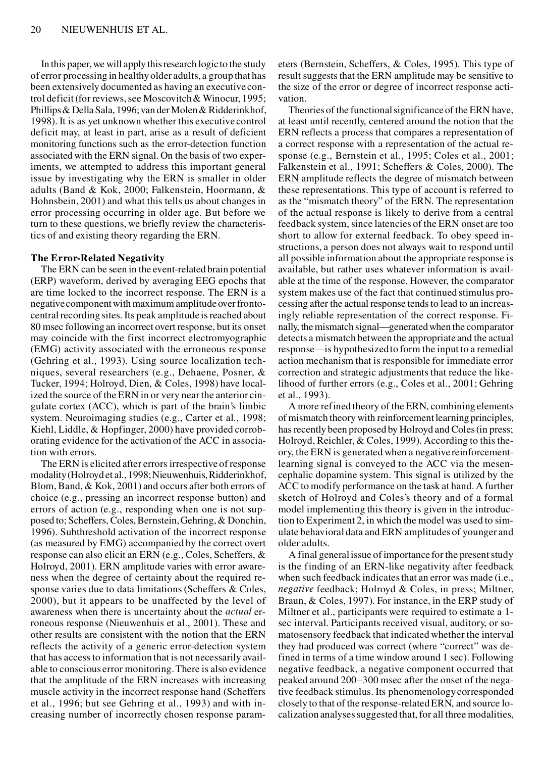In this paper, we will apply this research logic to the study of error processing in healthy older adults, a group that has been extensively documented as having an executive control deficit (for reviews, see Moscovitch & Winocur, 1995; Phillips & Della Sala, 1996; van der Molen & Ridderinkhof, 1998). It is as yet unknown whether this executive control deficit may, at least in part, arise as a result of deficient monitoring functions such as the error-detection function associated with the ERN signal. On the basis of two experiments, we attempted to address this important general issue by investigating why the ERN is smaller in older adults (Band & Kok, 2000; Falkenstein, Hoormann, & Hohnsbein, 2001) and what this tells us about changes in error processing occurring in older age. But before we turn to these questions, we briefly review the characteristics of and existing theory regarding the ERN.

## The Error-Related Negativity

The ERN can be seen in the event-related brain potential (ERP) waveform, derived by averaging EEG epochs that are time locked to the incorrect response. The ERN is a negative component with maximum amplitude over frontocentral recording sites. Its peak amplitude is reached about 80 msec following an incorrect overt response, but its onset may coincide with the first incorrect electromyographic (EMG) activity associated with the erroneous response (Gehring et al., 1993). Using source localization techniques, several researchers (e.g., Dehaene, Posner, & Tucker, 1994; Holroyd, Dien, & Coles, 1998) have localized the source of the ERN in or very near the anterior cingulate cortex (ACC), which is part of the brain's limbic system. Neuroimaging studies (e.g., Carter et al., 1998; Kiehl, Liddle, & Hopfinger, 2000) have provided corroborating evidence for the activation of the ACC in association with errors.

The ERN is elicited after errors irrespective of response modality (Holroyd et al., 1998; Nieuwenhuis, Ridderinkhof, Blom, Band, & Kok, 2001) and occurs after both errors of choice (e.g., pressing an incorrect response button) and errors of action (e.g., responding when one is not supposed to; Scheffers, Coles, Bernstein, Gehring, & Donchin, 1996). Subthreshold activation of the incorrect response (as measured by EMG) accompanied by the correct overt response can also elicit an ERN (e.g., Coles, Scheffers, & Holroyd, 2001). ERN amplitude varies with error awareness when the degree of certainty about the required response varies due to data limitations (Scheffers & Coles, 2000), but it appears to be unaffected by the level of awareness when there is uncertainty about the *actual* erroneous response (Nieuwenhuis et al., 2001). These and other results are consistent with the notion that the ERN reflects the activity of a generic error-detection system that has access to information that is not necessarily available to conscious error monitoring. There is also evidence that the amplitude of the ERN increases with increasing muscle activity in the incorrect response hand (Scheffers et al., 1996; but see Gehring et al., 1993) and with increasing number of incorrectly chosen response parameters (Bernstein, Scheffers, & Coles, 1995). This type of result suggests that the ERN amplitude may be sensitive to the size of the error or degree of incorrect response activation.

Theories of the functional significance of the ERN have, at least until recently, centered around the notion that the ERN reflects a process that compares a representation of a correct response with a representation of the actual response (e.g., Bernstein et al., 1995; Coles et al., 2001; Falkenstein et al., 1991; Scheffers & Coles, 2000). The ERN amplitude reflects the degree of mismatch between these representations. This type of account is referred to as the "mismatch theory" of the ERN. The representation of the actual response is likely to derive from a central feedback system, since latencies of the ERN onset are too short to allow for external feedback. To obey speed instructions, a person does not always wait to respond until all possible information about the appropriate response is available, but rather uses whatever information is available at the time of the response. However, the comparator system makes use of the fact that continued stimulus processing after the actual response tends to lead to an increasingly reliable representation of the correct response. Finally, the mismatch signal—generated when the comparator detects a mismatch between the appropriate and the actual response—is hypothesized to form the input to a remedial action mechanism that is responsible for immediate error correction and strategic adjustments that reduce the likelihood of further errors (e.g., Coles et al., 2001; Gehring et al., 1993).

A more refined theory of the ERN, combining elements of mismatch theory with reinforcement learning principles, has recently been proposed by Holroyd and Coles (in press; Holroyd, Reichler, & Coles, 1999). According to this theory, the ERN is generated when a negative reinforcement-learning signal is conveyed to the ACC via the mesencephalic dopamine system. This signal is utilized by the ACC to modify performance on the task at hand. A further sketch of Holroyd and Coles's theory and of a formal model implementing this theory is given in the introduction to Experiment 2, in which the model was used to simulate behavioral data and ERN amplitudes of younger and older adults.

A final general issue of importance for the present study is the finding of an ERN-like negativity after feedback when such feedback indicates that an error was made (i.e., *negative* feedback; Holroyd & Coles, in press; Miltner, Braun, & Coles, 1997). For instance, in the ERP study of Miltner et al., participants were required to estimate a 1-sec interval. Participants received visual, auditory, or somatosensory feedback that indicated whether the interval they had produced was correct (where "correct" was defined in terms of a time window around 1 sec). Following negative feedback, a negative component occurred that peaked around 200–300 msec after the onset of the negative feedback stimulus. Its phenomenology corresponded closely to that of the response-related ERN, and source localization analyses suggested that, for all three modalities,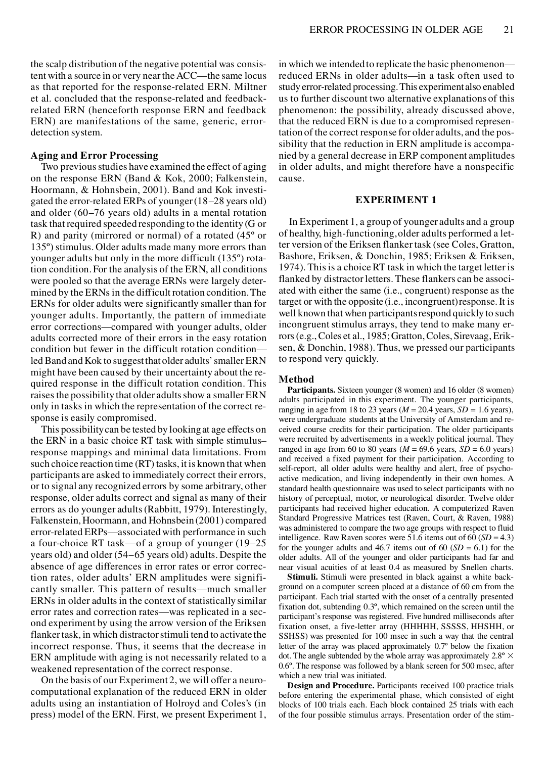the scalp distribution of the negative potential was consistent with a source in or very near the ACC—the same locus as that reported for the response-related ERN. Miltner et al. concluded that the response-related and feedback-related ERN (henceforth response ERN and feedback ERN) are manifestations of the same, generic, error-detection system.

### Aging and Error Processing

Two previous studies have examined the effect of aging on the response ERN (Band & Kok, 2000; Falkenstein, Hoormann, & Hohnsbein, 2001). Band and Kok investigated the error-related ERPs of younger (18–28 years old) and older (60–76 years old) adults in a mental rotation task that required speeded responding to the identity (G or R) and parity (mirrored or normal) of a rotated (45º or 135º) stimulus. Older adults made many more errors than younger adults but only in the more difficult (135º) rotation condition. For the analysis of the ERN, all conditions were pooled so that the average ERNs were largely determined by the ERNs in the difficult rotation condition. The ERNs for older adults were significantly smaller than for younger adults. Importantly, the pattern of immediate error corrections—compared with younger adults, older adults corrected more of their errors in the easy rotation condition but fewer in the difficult rotation condition—led Band and Kok to suggest that older adults' smaller ERN might have been caused by their uncertainty about the required response in the difficult rotation condition. This raises the possibility that older adults show a smaller ERN only in tasks in which the representation of the correct response is easily compromised.

This possibility can be tested by looking at age effects on the ERN in a basic choice RT task with simple stimulus–response mappings and minimal data limitations. From such choice reaction time (RT) tasks, it is known that when participants are asked to immediately correct their errors, or to signal any recognized errors by some arbitrary, other response, older adults correct and signal as many of their errors as do younger adults (Rabbitt, 1979). Interestingly, Falkenstein, Hoormann, and Hohnsbein (2001) compared error-related ERPs—associated with performance in such a four-choice RT task—of a group of younger (19–25 years old) and older (54–65 years old) adults. Despite the absence of age differences in error rates or error correction rates, older adults' ERN amplitudes were significantly smaller. This pattern of results—much smaller ERNs in older adults in the context of statistically similar error rates and correction rates—was replicated in a second experiment by using the arrow version of the Eriksen flanker task, in which distractor stimuli tend to activate the incorrect response. Thus, it seems that the decrease in ERN amplitude with aging is not necessarily related to a weakened representation of the correct response.

On the basis of our Experiment 2, we will offer a neurocomputational explanation of the reduced ERN in older adults using an instantiation of Holroyd and Coles's (in press) model of the ERN. First, we present Experiment 1, in which we intended to replicate the basic phenomenon—reduced ERNs in older adults—in a task often used to study error-related processing. This experiment also enabled us to further discount two alternative explanations of this phenomenon: the possibility, already discussed above, that the reduced ERN is due to a compromised representation of the correct response for older adults, and the possibility that the reduction in ERN amplitude is accompanied by a general decrease in ERP component amplitudes in older adults, and might therefore have a nonspecific cause.

## EXPERIMENT 1

In Experiment 1, a group of younger adults and a group of healthy, high-functioning, older adults performed a letter version of the Eriksen flanker task (see Coles, Gratton, Bashore, Eriksen, & Donchin, 1985; Eriksen & Eriksen, 1974). This is a choice RT task in which the target letter is flanked by distractor letters. These flankers can be associated with either the same (i.e., congruent) response as the target or with the opposite (i.e., incongruent) response. It is well known that when participants respond quickly to such incongruent stimulus arrays, they tend to make many errors (e.g., Coles et al., 1985; Gratton, Coles, Sirevaag, Eriksen, & Donchin, 1988). Thus, we pressed our participants to respond very quickly.

### Method

**Participants.** Sixteen younger (8 women) and 16 older (8 women) adults participated in this experiment. The younger participants, ranging in age from 18 to 23 years ($M = 20.4$ years, $SD = 1.6$ years), were undergraduate students at the University of Amsterdam and received course credits for their participation. The older participants were recruited by advertisements in a weekly political journal. They ranged in age from 60 to 80 years ($M = 69.6$ years, $SD = 6.0$ years) and received a fixed payment for their participation. According to self-report, all older adults were healthy and alert, free of psychoactive medication, and living independently in their own homes. A standard health questionnaire was used to select participants with no history of perceptual, motor, or neurological disorder. Twelve older participants had received higher education. A computerized Raven Standard Progressive Matrices test (Raven, Court, & Raven, 1988) was administered to compare the two age groups with respect to fluid intelligence. Raw Raven scores were 51.6 items out of 60 ($SD = 4.3$) for the younger adults and 46.7 items out of 60 ($SD = 6.1$) for the older adults. All of the younger and older participants had far and near visual acuities of at least 0.4 as measured by Snellen charts.

**Stimuli.** Stimuli were presented in black against a white background on a computer screen placed at a distance of 60 cm from the participant. Each trial started with the onset of a centrally presented fixation dot, subtending 0.3º, which remained on the screen until the participant's response was registered. Five hundred milliseconds after fixation onset, a five-letter array (HHHHH, SSSSS, HHSHH, or SSHSS) was presented for 100 msec in such a way that the central letter of the array was placed approximately 0.7º below the fixation dot. The angle subtended by the whole array was approximately 2.8º × 0.6º. The response was followed by a blank screen for 500 msec, after which a new trial was initiated.

**Design and Procedure.** Participants received 100 practice trials before entering the experimental phase, which consisted of eight blocks of 100 trials each. Each block contained 25 trials with each of the four possible stimulus arrays. Presentation order of the stim-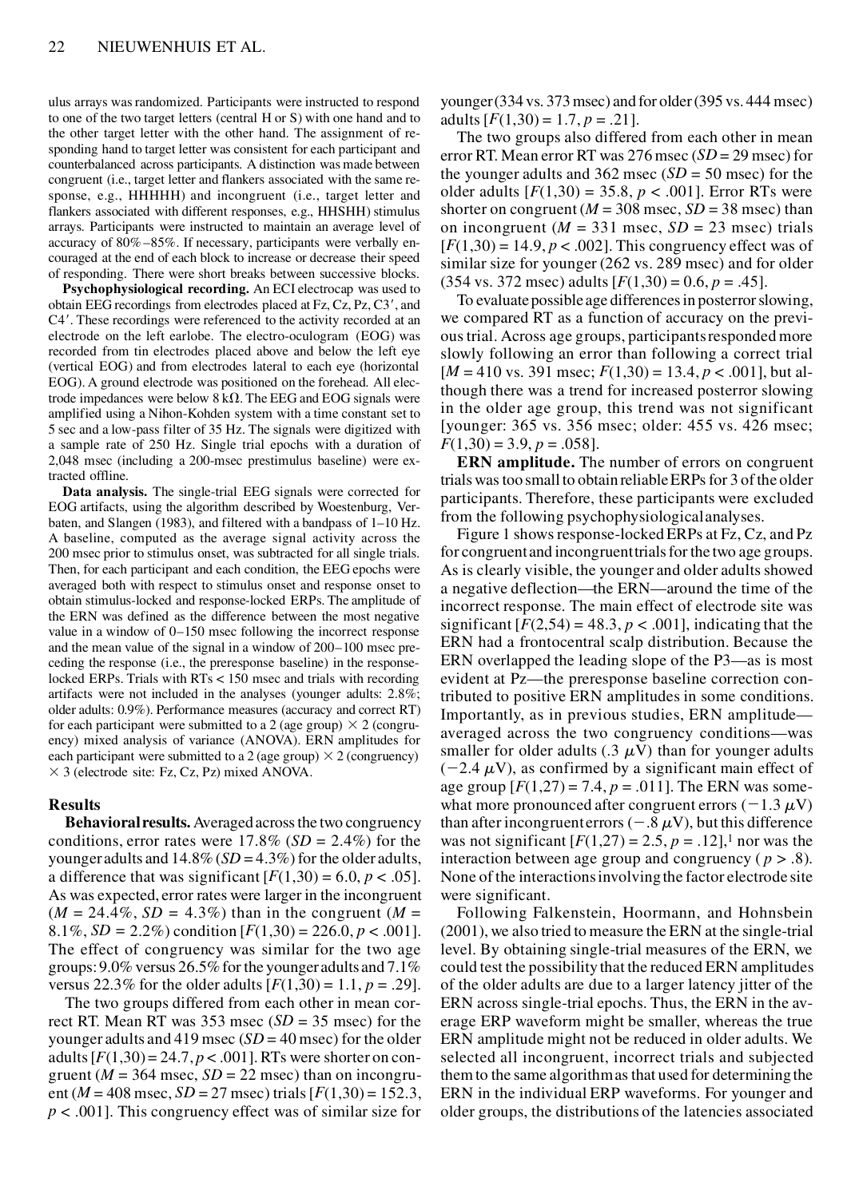ulus arrays was randomized. Participants were instructed to respond to one of the two target letters (central H or S) with one hand and to the other target letter with the other hand. The assignment of responding hand to target letter was consistent for each participant and counterbalanced across participants. A distinction was made between congruent (i.e., target letter and flankers associated with the same response, e.g., HHHHH) and incongruent (i.e., target letter and flankers associated with different responses, e.g., HHSHH) stimulus arrays. Participants were instructed to maintain an average level of accuracy of 80%–85%. If necessary, participants were verbally encouraged at the end of each block to increase or decrease their speed of responding. There were short breaks between successive blocks.

**Psychophysiological recording.** An ECI electrocap was used to obtain EEG recordings from electrodes placed at Fz, Cz, Pz, C3′, and C4′. These recordings were referenced to the activity recorded at an electrode on the left earlobe. The electro-oculogram (EOG) was recorded from tin electrodes placed above and below the left eye (vertical EOG) and from electrodes lateral to each eye (horizontal EOG). A ground electrode was positioned on the forehead. All electrode impedances were below 8 kΩ. The EEG and EOG signals were amplified using a Nihon-Kohden system with a time constant set to 5 sec and a low-pass filter of 35 Hz. The signals were digitized with a sample rate of 250 Hz. Single trial epochs with a duration of 2,048 msec (including a 200-msec prestimulus baseline) were extracted offline.

**Data analysis.** The single-trial EEG signals were corrected for EOG artifacts, using the algorithm described by Woestenburg, Verbaten, and Slangen (1983), and filtered with a bandpass of 1–10 Hz. A baseline, computed as the average signal activity across the 200 msec prior to stimulus onset, was subtracted for all single trials. Then, for each participant and each condition, the EEG epochs were averaged both with respect to stimulus onset and response onset to obtain stimulus-locked and response-locked ERPs. The amplitude of the ERN was defined as the difference between the most negative value in a window of 0–150 msec following the incorrect response and the mean value of the signal in a window of 200–100 msec preceding the response (i.e., the preresponse baseline) in the response-locked ERPs. Trials with RTs < 150 msec and trials with recording artifacts were not included in the analyses (younger adults: 2.8%; older adults: 0.9%). Performance measures (accuracy and correct RT) for each participant were submitted to a 2 (age group) × 2 (congruency) mixed analysis of variance (ANOVA). ERN amplitudes for each participant were submitted to a 2 (age group) × 2 (congruency) × 3 (electrode site: Fz, Cz, Pz) mixed ANOVA.

## Results

**Behavioral results.** Averaged across the two congruency conditions, error rates were 17.8% ($SD$ = 2.4%) for the younger adults and 14.8% ($SD$ = 4.3%) for the older adults, a difference that was significant [$F(1,30) = 6.0, p < .05$]. As was expected, error rates were larger in the incongruent ($M$ = 24.4%, $SD$ = 4.3%) than in the congruent ($M$ = 8.1%, $SD$ = 2.2%) condition [$F(1,30) = 226.0, p < .001$]. The effect of congruency was similar for the two age groups: 9.0% versus 26.5% for the younger adults and 7.1% versus 22.3% for the older adults [$F(1,30) = 1.1, p = .29$].

The two groups differed from each other in mean correct RT. Mean RT was 353 msec ($SD$ = 35 msec) for the younger adults and 419 msec ($SD$ = 40 msec) for the older adults [$F(1,30) = 24.7, p < .001$]. RTs were shorter on congruent ($M$ = 364 msec, $SD$ = 22 msec) than on incongruent ($M$ = 408 msec, $SD$ = 27 msec) trials [$F(1,30) = 152.3, p < .001$]. This congruency effect was of similar size for younger (334 vs. 373 msec) and for older (395 vs. 444 msec) adults [$F(1,30) = 1.7, p = .21$].

The two groups also differed from each other in mean error RT. Mean error RT was 276 msec ($SD$ = 29 msec) for the younger adults and 362 msec ($SD$ = 50 msec) for the older adults [$F(1,30) = 35.8, p < .001$]. Error RTs were shorter on congruent ($M$ = 308 msec, $SD$ = 38 msec) than on incongruent ($M$ = 331 msec, $SD$ = 23 msec) trials [$F(1,30) = 14.9, p < .002$]. This congruency effect was of similar size for younger (262 vs. 289 msec) and for older (354 vs. 372 msec) adults [$F(1,30) = 0.6, p = .45$].

To evaluate possible age differences in posterror slowing, we compared RT as a function of accuracy on the previous trial. Across age groups, participants responded more slowly following an error than following a correct trial [$M$ = 410 vs. 391 msec; $F(1,30) = 13.4, p < .001$], but although there was a trend for increased posterror slowing in the older age group, this trend was not significant [younger: 365 vs. 356 msec; older: 455 vs. 426 msec; $F(1,30) = 3.9, p = .058$].

**ERN amplitude.** The number of errors on congruent trials was too small to obtain reliable ERPs for 3 of the older participants. Therefore, these participants were excluded from the following psychophysiological analyses.

Figure 1 shows response-locked ERPs at Fz, Cz, and Pz for congruent and incongruent trials for the two age groups. As is clearly visible, the younger and older adults showed a negative deflection—the ERN—around the time of the incorrect response. The main effect of electrode site was significant [$F(2,54) = 48.3, p < .001$], indicating that the ERN had a frontocentral scalp distribution. Because the ERN overlapped the leading slope of the P3—as is most evident at Pz—the preresponse baseline correction contributed to positive ERN amplitudes in some conditions. Importantly, as in previous studies, ERN amplitude—averaged across the two congruency conditions—was smaller for older adults (.3 $\mu$V) than for younger adults ($-2.4$ $\mu$V), as confirmed by a significant main effect of age group [$F(1,27) = 7.4, p = .011$]. The ERN was somewhat more pronounced after congruent errors ($-1.3$ $\mu$V) than after incongruent errors ($-.8$ $\mu$V), but this difference was not significant [$F(1,27) = 2.5, p = .12$],[1] nor was the interaction between age group and congruency ($p > .8$). None of the interactions involving the factor electrode site were significant.

Following Falkenstein, Hoormann, and Hohnsbein (2001), we also tried to measure the ERN at the single-trial level. By obtaining single-trial measures of the ERN, we could test the possibility that the reduced ERN amplitudes of the older adults are due to a larger latency jitter of the ERN across single-trial epochs. Thus, the ERN in the average ERP waveform might be smaller, whereas the true ERN amplitude might not be reduced in older adults. We selected all incongruent, incorrect trials and subjected them to the same algorithm as that used for determining the ERN in the individual ERP waveforms. For younger and older groups, the distributions of the latencies associated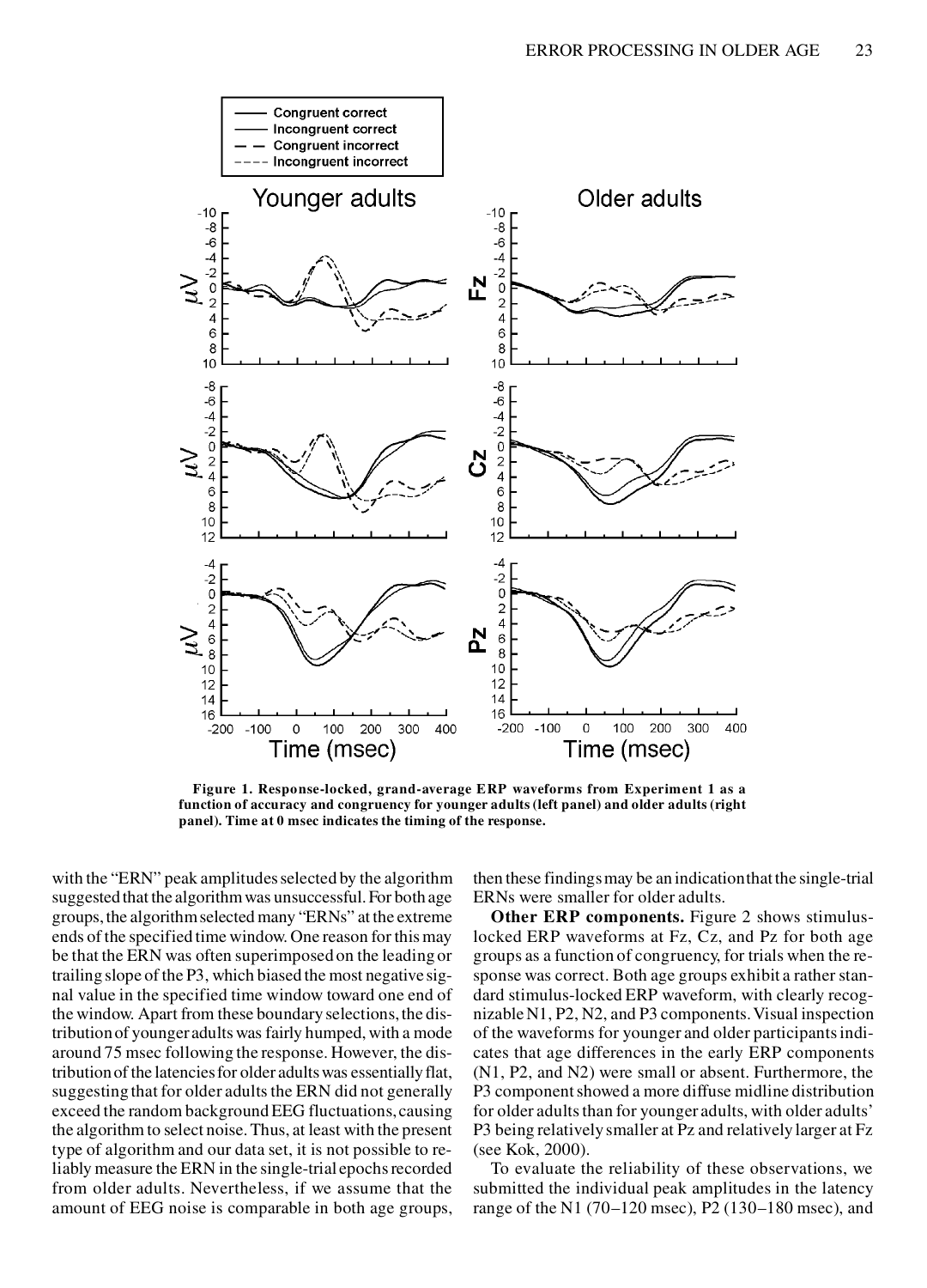**Figure 1. Response-locked, grand-average ERP waveforms from Experiment 1 as a function of accuracy and congruency for younger adults (left panel) and older adults (right panel). Time at 0 msec indicates the timing of the response.**

with the "ERN" peak amplitudes selected by the algorithm suggested that the algorithm was unsuccessful. For both age groups, the algorithm selected many "ERNs" at the extreme ends of the specified time window. One reason for this may be that the ERN was often superimposed on the leading or trailing slope of the P3, which biased the most negative signal value in the specified time window toward one end of the window. Apart from these boundary selections, the distribution of younger adults was fairly humped, with a mode around 75 msec following the response. However, the distribution of the latencies for older adults was essentially flat, suggesting that for older adults the ERN did not generally exceed the random background EEG fluctuations, causing the algorithm to select noise. Thus, at least with the present type of algorithm and our data set, it is not possible to reliably measure the ERN in the single-trial epochs recorded from older adults. Nevertheless, if we assume that the amount of EEG noise is comparable in both age groups, then these findings may be an indication that the single-trial ERNs were smaller for older adults.

**Other ERP components.** Figure 2 shows stimulus-locked ERP waveforms at Fz, Cz, and Pz for both age groups as a function of congruency, for trials when the response was correct. Both age groups exhibit a rather standard stimulus-locked ERP waveform, with clearly recognizable N1, P2, N2, and P3 components. Visual inspection of the waveforms for younger and older participants indicates that age differences in the early ERP components (N1, P2, and N2) were small or absent. Furthermore, the P3 component showed a more diffuse midline distribution for older adults than for younger adults, with older adults' P3 being relatively smaller at Pz and relatively larger at Fz (see Kok, 2000).

To evaluate the reliability of these observations, we submitted the individual peak amplitudes in the latency range of the N1 (70–120 msec), P2 (130–180 msec), and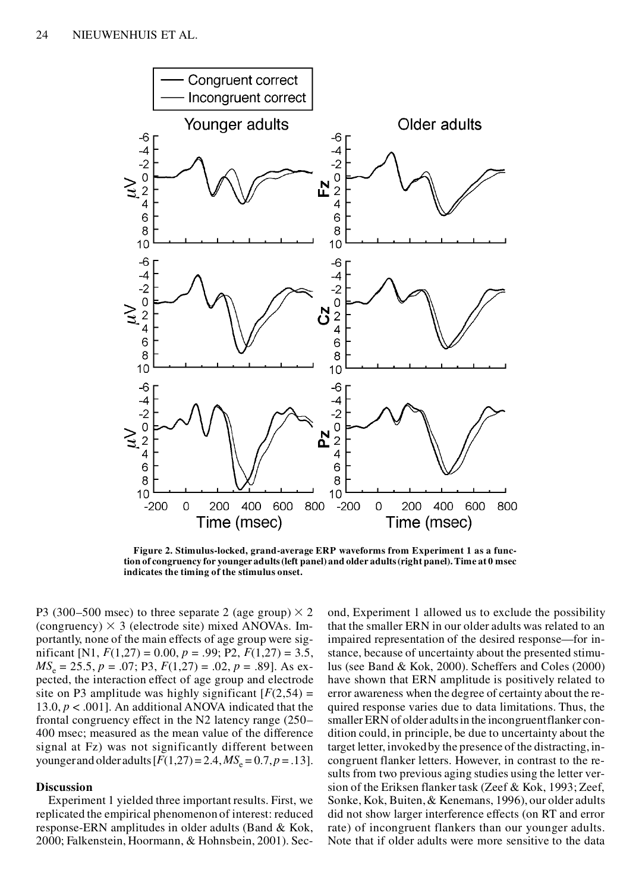**Figure 2. Stimulus-locked, grand-average ERP waveforms from Experiment 1 as a function of congruency for younger adults (left panel) and older adults (right panel). Time at 0 msec indicates the timing of the stimulus onset.**

P3 (300–500 msec) to three separate 2 (age group) × 2 (congruency) × 3 (electrode site) mixed ANOVAs. Importantly, none of the main effects of age group were significant [N1, $F(1,27) = 0.00$, $p = .99$; P2, $F(1,27) = 3.5$, $MS_e = 25.5$, $p = .07$; P3, $F(1,27) = .02$, $p = .89$]. As expected, the interaction effect of age group and electrode site on P3 amplitude was highly significant [$F(2,54) = 13.0$, $p < .001$]. An additional ANOVA indicated that the frontal congruency effect in the N2 latency range (250–400 msec; measured as the mean value of the difference signal at Fz) was not significantly different between younger and older adults [$F(1,27) = 2.4$, $MS_e = 0.7$, $p = .13$].

## Discussion

Experiment 1 yielded three important results. First, we replicated the empirical phenomenon of interest: reduced response-ERN amplitudes in older adults (Band & Kok, 2000; Falkenstein, Hoormann, & Hohnsbein, 2001). Second, Experiment 1 allowed us to exclude the possibility that the smaller ERN in our older adults was related to an impaired representation of the desired response—for instance, because of uncertainty about the presented stimulus (see Band & Kok, 2000). Scheffers and Coles (2000) have shown that ERN amplitude is positively related to error awareness when the degree of certainty about the required response varies due to data limitations. Thus, the smaller ERN of older adults in the incongruent flanker condition could, in principle, be due to uncertainty about the target letter, invoked by the presence of the distracting, incongruent flanker letters. However, in contrast to the results from two previous aging studies using the letter version of the Eriksen flanker task (Zeef & Kok, 1993; Zeef, Sonke, Kok, Buiten, & Kenemans, 1996), our older adults did not show larger interference effects (on RT and error rate) of incongruent flankers than our younger adults. Note that if older adults were more sensitive to the data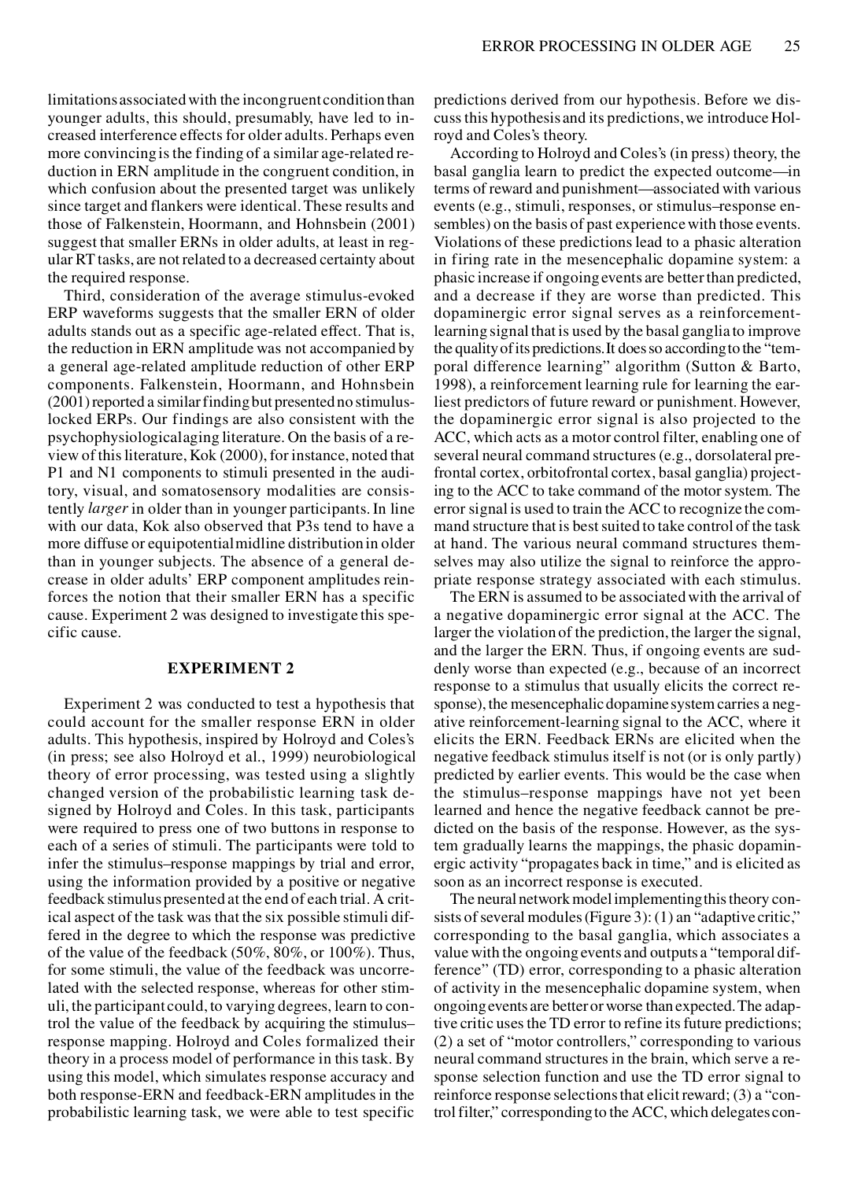limitations associated with the incongruent condition than younger adults, this should, presumably, have led to increased interference effects for older adults. Perhaps even more convincing is the finding of a similar age-related reduction in ERN amplitude in the congruent condition, in which confusion about the presented target was unlikely since target and flankers were identical. These results and those of Falkenstein, Hoormann, and Hohnsbein (2001) suggest that smaller ERNs in older adults, at least in regular RT tasks, are not related to a decreased certainty about the required response.

Third, consideration of the average stimulus-evoked ERP waveforms suggests that the smaller ERN of older adults stands out as a specific age-related effect. That is, the reduction in ERN amplitude was not accompanied by a general age-related amplitude reduction of other ERP components. Falkenstein, Hoormann, and Hohnsbein (2001) reported a similar finding but presented no stimulus-locked ERPs. Our findings are also consistent with the psychophysiological aging literature. On the basis of a review of this literature, Kok (2000), for instance, noted that P1 and N1 components to stimuli presented in the auditory, visual, and somatosensory modalities are consistently *larger* in older than in younger participants. In line with our data, Kok also observed that P3s tend to have a more diffuse or equipotential midline distribution in older than in younger subjects. The absence of a general decrease in older adults' ERP component amplitudes reinforces the notion that their smaller ERN has a specific cause. Experiment 2 was designed to investigate this specific cause.

## EXPERIMENT 2

Experiment 2 was conducted to test a hypothesis that could account for the smaller response ERN in older adults. This hypothesis, inspired by Holroyd and Coles's (in press; see also Holroyd et al., 1999) neurobiological theory of error processing, was tested using a slightly changed version of the probabilistic learning task designed by Holroyd and Coles. In this task, participants were required to press one of two buttons in response to each of a series of stimuli. The participants were told to infer the stimulus–response mappings by trial and error, using the information provided by a positive or negative feedback stimulus presented at the end of each trial. A critical aspect of the task was that the six possible stimuli differed in the degree to which the response was predictive of the value of the feedback (50%, 80%, or 100%). Thus, for some stimuli, the value of the feedback was uncorrelated with the selected response, whereas for other stimuli, the participant could, to varying degrees, learn to control the value of the feedback by acquiring the stimulus–response mapping. Holroyd and Coles formalized their theory in a process model of performance in this task. By using this model, which simulates response accuracy and both response-ERN and feedback-ERN amplitudes in the probabilistic learning task, we were able to test specific predictions derived from our hypothesis. Before we discuss this hypothesis and its predictions, we introduce Holroyd and Coles's theory.

According to Holroyd and Coles's (in press) theory, the basal ganglia learn to predict the expected outcome—in terms of reward and punishment—associated with various events (e.g., stimuli, responses, or stimulus–response ensembles) on the basis of past experience with those events. Violations of these predictions lead to a phasic alteration in firing rate in the mesencephalic dopamine system: a phasic increase if ongoing events are better than predicted, and a decrease if they are worse than predicted. This dopaminergic error signal serves as a reinforcement-learning signal that is used by the basal ganglia to improve the quality of its predictions. It does so according to the "temporal difference learning" algorithm (Sutton & Barto, 1998), a reinforcement learning rule for learning the earliest predictors of future reward or punishment. However, the dopaminergic error signal is also projected to the ACC, which acts as a motor control filter, enabling one of several neural command structures (e.g., dorsolateral prefrontal cortex, orbitofrontal cortex, basal ganglia) projecting to the ACC to take command of the motor system. The error signal is used to train the ACC to recognize the command structure that is best suited to take control of the task at hand. The various neural command structures themselves may also utilize the signal to reinforce the appropriate response strategy associated with each stimulus.

The ERN is assumed to be associated with the arrival of a negative dopaminergic error signal at the ACC. The larger the violation of the prediction, the larger the signal, and the larger the ERN. Thus, if ongoing events are suddenly worse than expected (e.g., because of an incorrect response to a stimulus that usually elicits the correct response), the mesencephalic dopamine system carries a negative reinforcement-learning signal to the ACC, where it elicits the ERN. Feedback ERNs are elicited when the negative feedback stimulus itself is not (or is only partly) predicted by earlier events. This would be the case when the stimulus–response mappings have not yet been learned and hence the negative feedback cannot be predicted on the basis of the response. However, as the system gradually learns the mappings, the phasic dopaminergic activity "propagates back in time," and is elicited as soon as an incorrect response is executed.

The neural network model implementing this theory consists of several modules (Figure 3): (1) an "adaptive critic," corresponding to the basal ganglia, which associates a value with the ongoing events and outputs a "temporal difference" (TD) error, corresponding to a phasic alteration of activity in the mesencephalic dopamine system, when ongoing events are better or worse than expected. The adaptive critic uses the TD error to refine its future predictions; (2) a set of "motor controllers," corresponding to various neural command structures in the brain, which serve a response selection function and use the TD error signal to reinforce response selections that elicit reward; (3) a "control filter," corresponding to the ACC, which delegates con-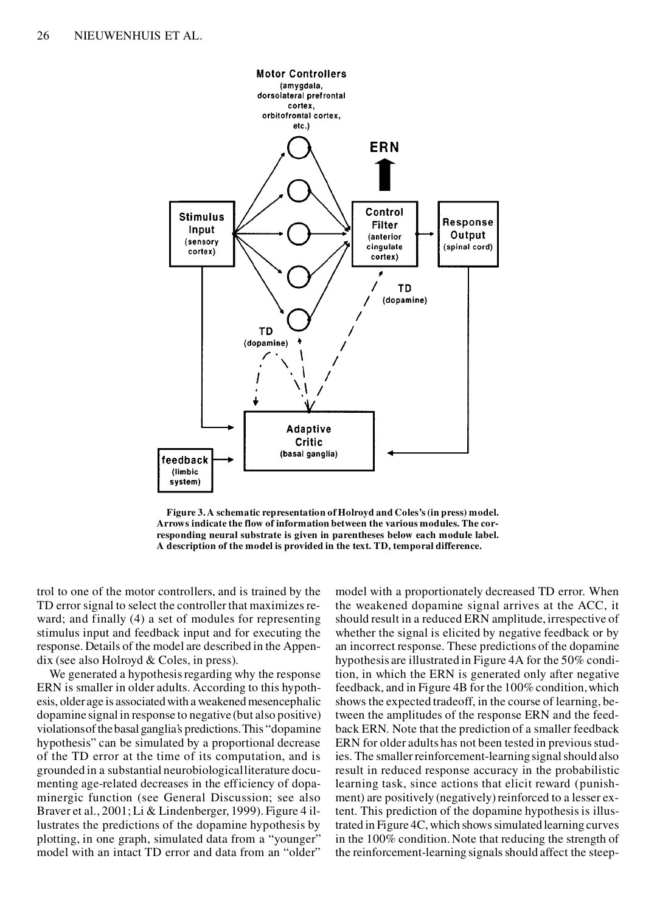Figure 3. A schematic representation of Holroyd and Coles's (in press) model. Arrows indicate the flow of information between the various modules. The corresponding neural substrate is given in parentheses below each module label. A description of the model is provided in the text. TD, temporal difference.

trol to one of the motor controllers, and is trained by the TD error signal to select the controller that maximizes reward; and finally (4) a set of modules for representing stimulus input and feedback input and for executing the response. Details of the model are described in the Appendix (see also Holroyd & Coles, in press).

We generated a hypothesis regarding why the response ERN is smaller in older adults. According to this hypothesis, older age is associated with a weakened mesencephalic dopamine signal in response to negative (but also positive) violations of the basal ganglia's predictions. This "dopamine hypothesis" can be simulated by a proportional decrease of the TD error at the time of its computation, and is grounded in a substantial neurobiological literature documenting age-related decreases in the efficiency of dopaminergic function (see General Discussion; see also Braver et al., 2001; Li & Lindenberger, 1999). Figure 4 illustrates the predictions of the dopamine hypothesis by plotting, in one graph, simulated data from a "younger" model with an intact TD error and data from an "older" model with a proportionately decreased TD error. When the weakened dopamine signal arrives at the ACC, it should result in a reduced ERN amplitude, irrespective of whether the signal is elicited by negative feedback or by an incorrect response. These predictions of the dopamine hypothesis are illustrated in Figure 4A for the 50% condition, in which the ERN is generated only after negative feedback, and in Figure 4B for the 100% condition, which shows the expected tradeoff, in the course of learning, between the amplitudes of the response ERN and the feedback ERN. Note that the prediction of a smaller feedback ERN for older adults has not been tested in previous studies. The smaller reinforcement-learning signal should also result in reduced response accuracy in the probabilistic learning task, since actions that elicit reward (punishment) are positively (negatively) reinforced to a lesser extent. This prediction of the dopamine hypothesis is illustrated in Figure 4C, which shows simulated learning curves in the 100% condition. Note that reducing the strength of the reinforcement-learning signals should affect the steep-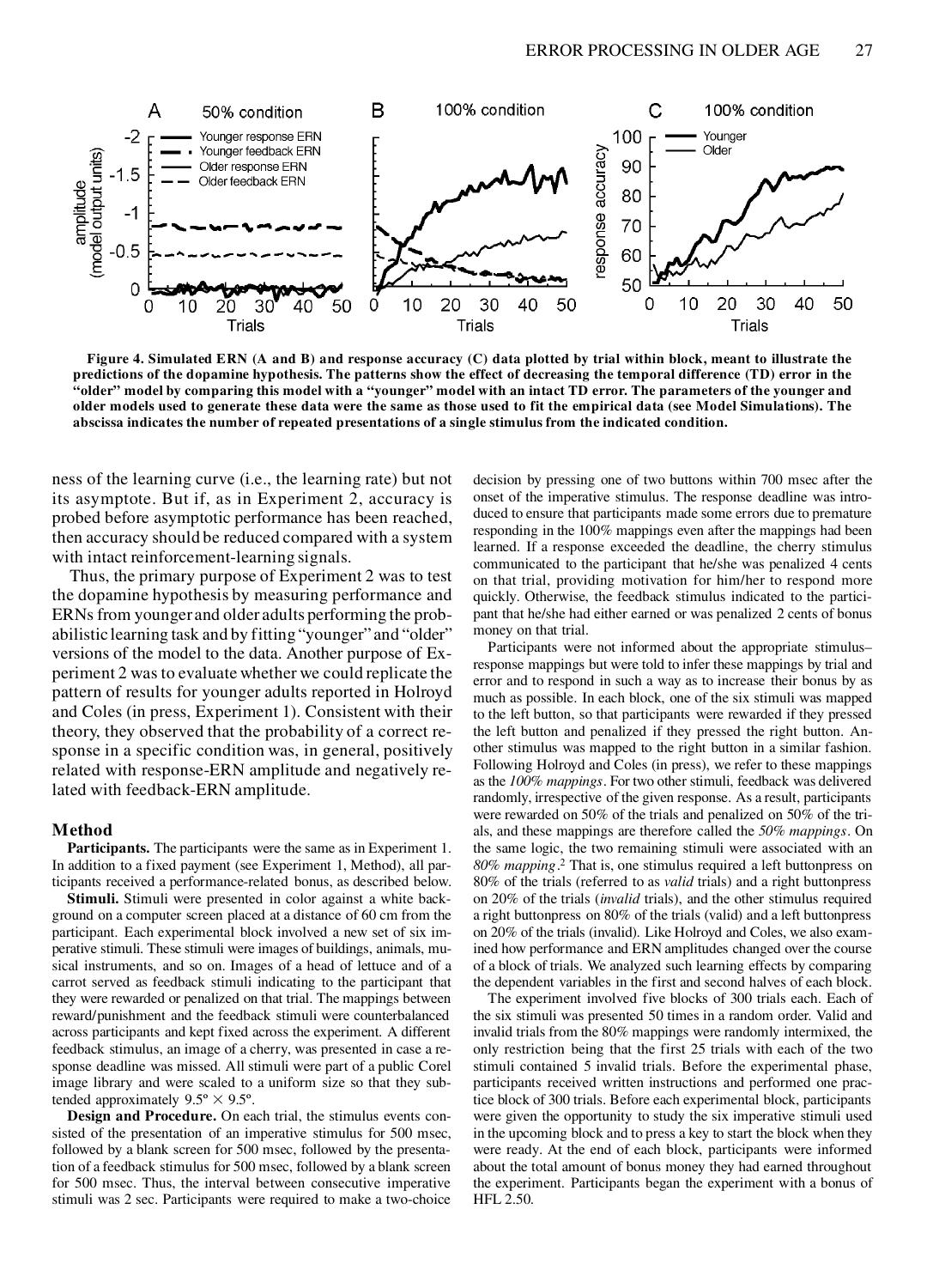**Figure 4. Simulated ERN (A and B) and response accuracy (C) data plotted by trial within block, meant to illustrate the predictions of the dopamine hypothesis. The patterns show the effect of decreasing the temporal difference (TD) error in the "older" model by comparing this model with a "younger" model with an intact TD error. The parameters of the younger and older models used to generate these data were the same as those used to fit the empirical data (see Model Simulations). The abscissa indicates the number of repeated presentations of a single stimulus from the indicated condition.**

ness of the learning curve (i.e., the learning rate) but not its asymptote. But if, as in Experiment 2, accuracy is probed before asymptotic performance has been reached, then accuracy should be reduced compared with a system with intact reinforcement-learning signals.

Thus, the primary purpose of Experiment 2 was to test the dopamine hypothesis by measuring performance and ERNs from younger and older adults performing the probabilistic learning task and by fitting "younger" and "older" versions of the model to the data. Another purpose of Experiment 2 was to evaluate whether we could replicate the pattern of results for younger adults reported in Holroyd and Coles (in press, Experiment 1). Consistent with their theory, they observed that the probability of a correct response in a specific condition was, in general, positively related with response-ERN amplitude and negatively related with feedback-ERN amplitude.

## Method

**Participants.** The participants were the same as in Experiment 1. In addition to a fixed payment (see Experiment 1, Method), all participants received a performance-related bonus, as described below.

**Stimuli.** Stimuli were presented in color against a white background on a computer screen placed at a distance of 60 cm from the participant. Each experimental block involved a new set of six imperative stimuli. These stimuli were images of buildings, animals, musical instruments, and so on. Images of a head of lettuce and of a carrot served as feedback stimuli indicating to the participant that they were rewarded or penalized on that trial. The mappings between reward/punishment and the feedback stimuli were counterbalanced across participants and kept fixed across the experiment. A different feedback stimulus, an image of a cherry, was presented in case a response deadline was missed. All stimuli were part of a public Corel image library and were scaled to a uniform size so that they subtended approximately 9.5° × 9.5°.

**Design and Procedure.** On each trial, the stimulus events consisted of the presentation of an imperative stimulus for 500 msec, followed by a blank screen for 500 msec, followed by the presentation of a feedback stimulus for 500 msec, followed by a blank screen for 500 msec. Thus, the interval between consecutive imperative stimuli was 2 sec. Participants were required to make a two-choice decision by pressing one of two buttons within 700 msec after the onset of the imperative stimulus. The response deadline was introduced to ensure that participants made some errors due to premature responding in the 100% mappings even after the mappings had been learned. If a response exceeded the deadline, the cherry stimulus communicated to the participant that he/she was penalized 4 cents on that trial, providing motivation for him/her to respond more quickly. Otherwise, the feedback stimulus indicated to the participant that he/she had either earned or was penalized 2 cents of bonus money on that trial.

Participants were not informed about the appropriate stimulus–response mappings but were told to infer these mappings by trial and error and to respond in such a way as to increase their bonus by as much as possible. In each block, one of the six stimuli was mapped to the left button, so that participants were rewarded if they pressed the left button and penalized if they pressed the right button. Another stimulus was mapped to the right button in a similar fashion. Following Holroyd and Coles (in press), we refer to these mappings as the *100% mappings*. For two other stimuli, feedback was delivered randomly, irrespective of the given response. As a result, participants were rewarded on 50% of the trials and penalized on 50% of the trials, and these mappings are therefore called the *50% mappings*. On the same logic, the two remaining stimuli were associated with an *80% mapping*.[2] That is, one stimulus required a left buttonpress on 80% of the trials (referred to as *valid* trials) and a right buttonpress on 20% of the trials (*invalid* trials), and the other stimulus required a right buttonpress on 80% of the trials (valid) and a left buttonpress on 20% of the trials (invalid). Like Holroyd and Coles, we also examined how performance and ERN amplitudes changed over the course of a block of trials. We analyzed such learning effects by comparing the dependent variables in the first and second halves of each block.

The experiment involved five blocks of 300 trials each. Each of the six stimuli was presented 50 times in a random order. Valid and invalid trials from the 80% mappings were randomly intermixed, the only restriction being that the first 25 trials with each of the two stimuli contained 5 invalid trials. Before the experimental phase, participants received written instructions and performed one practice block of 300 trials. Before each experimental block, participants were given the opportunity to study the six imperative stimuli used in the upcoming block and to press a key to start the block when they were ready. At the end of each block, participants were informed about the total amount of bonus money they had earned throughout the experiment. Participants began the experiment with a bonus of HFL 2.50.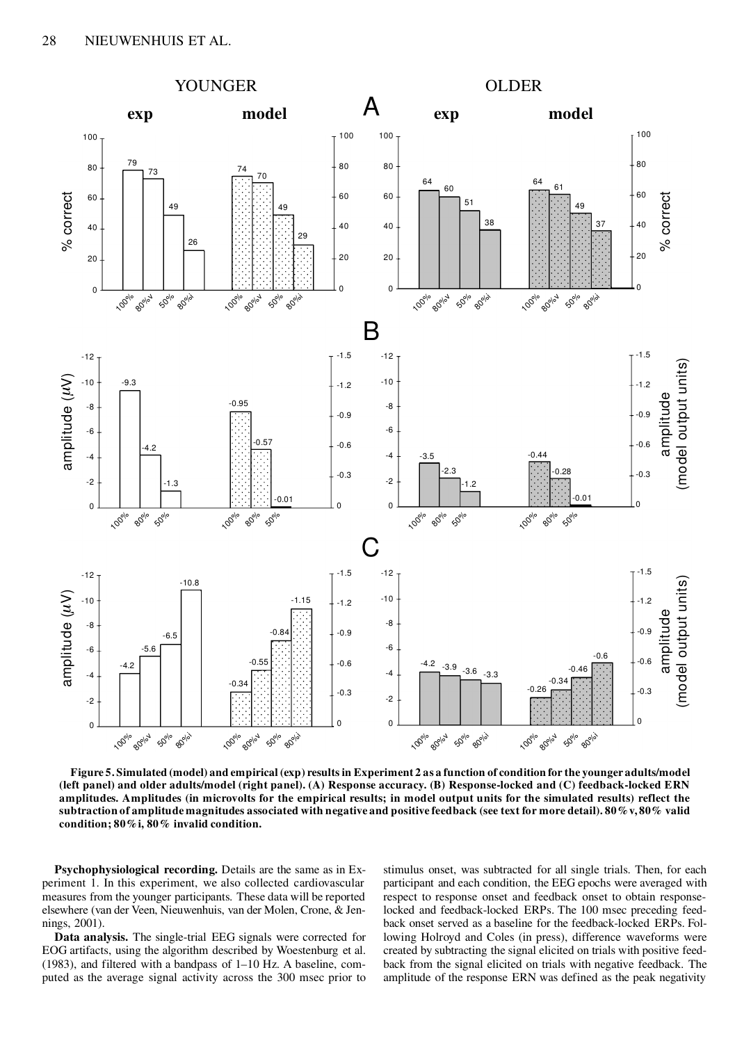**Figure 5. Simulated (model) and empirical (exp) results in Experiment 2 as a function of condition for the younger adults/model (left panel) and older adults/model (right panel). (A) Response accuracy. (B) Response-locked and (C) feedback-locked ERN amplitudes. Amplitudes (in microvolts for the empirical results; in model output units for the simulated results) reflect the subtraction of amplitude magnitudes associated with negative and positive feedback (see text for more detail). 80%v, 80% valid condition; 80%i, 80% invalid condition.**

**Psychophysiological recording.** Details are the same as in Experiment 1. In this experiment, we also collected cardiovascular measures from the younger participants. These data will be reported elsewhere (van der Veen, Nieuwenhuis, van der Molen, Crone, & Jennings, 2001).

**Data analysis.** The single-trial EEG signals were corrected for EOG artifacts, using the algorithm described by Woestenburg et al. (1983), and filtered with a bandpass of 1–10 Hz. A baseline, computed as the average signal activity across the 300 msec prior to stimulus onset, was subtracted for all single trials. Then, for each participant and each condition, the EEG epochs were averaged with respect to response onset and feedback onset to obtain response-locked and feedback-locked ERPs. The 100 msec preceding feedback onset served as a baseline for the feedback-locked ERPs. Following Holroyd and Coles (in press), difference waveforms were created by subtracting the signal elicited on trials with positive feedback from the signal elicited on trials with negative feedback. The amplitude of the response ERN was defined as the peak negativity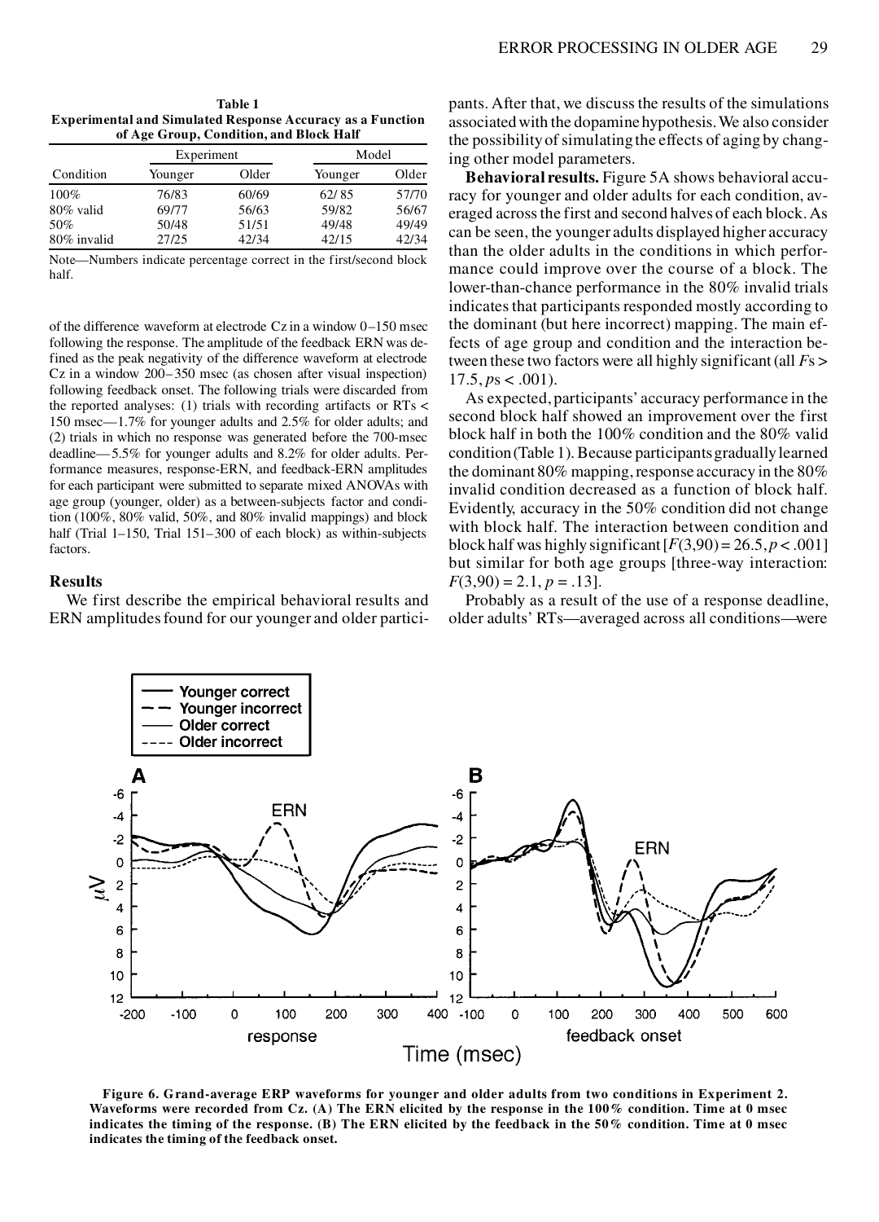**Table 1**
**Experimental and Simulated Response Accuracy as a Function of Age Group, Condition, and Block Half**

| Condition | Experiment | | Model | |
|---|---|---|---|---|
| | Younger | Older | Younger | Older |
| 100% | 76/83 | 60/69 | 62/85 | 57/70 |
| 80% valid | 69/77 | 56/63 | 59/82 | 56/67 |
| 50% | 50/48 | 51/51 | 49/48 | 49/49 |
| 80% invalid | 27/25 | 42/34 | 42/15 | 42/34 |

Note—Numbers indicate percentage correct in the first/second block half.

of the difference waveform at electrode Cz in a window 0–150 msec following the response. The amplitude of the feedback ERN was defined as the peak negativity of the difference waveform at electrode Cz in a window 200–350 msec (as chosen after visual inspection) following feedback onset. The following trials were discarded from the reported analyses: (1) trials with recording artifacts or RTs < 150 msec—1.7% for younger adults and 2.5% for older adults; and (2) trials in which no response was generated before the 700-msec deadline—5.5% for younger adults and 8.2% for older adults. Performance measures, response-ERN, and feedback-ERN amplitudes for each participant were submitted to separate mixed ANOVAs with age group (younger, older) as a between-subjects factor and condition (100%, 80% valid, 50%, and 80% invalid mappings) and block half (Trial 1–150, Trial 151–300 of each block) as within-subjects factors.

### Results

We first describe the empirical behavioral results and ERN amplitudes found for our younger and older participants. After that, we discuss the results of the simulations associated with the dopamine hypothesis. We also consider the possibility of simulating the effects of aging by changing other model parameters.

**Behavioral results.** Figure 5A shows behavioral accuracy for younger and older adults for each condition, averaged across the first and second halves of each block. As can be seen, the younger adults displayed higher accuracy than the older adults in the conditions in which performance could improve over the course of a block. The lower-than-chance performance in the 80% invalid trials indicates that participants responded mostly according to the dominant (but here incorrect) mapping. The main effects of age group and condition and the interaction between these two factors were all highly significant (all $F$s > 17.5, $p$s < .001).

As expected, participants' accuracy performance in the second block half showed an improvement over the first block half in both the 100% condition and the 80% valid condition (Table 1). Because participants gradually learned the dominant 80% mapping, response accuracy in the 80% invalid condition decreased as a function of block half. Evidently, accuracy in the 50% condition did not change with block half. The interaction between condition and block half was highly significant [$F(3,90) = 26.5, p < .001$] but similar for both age groups [three-way interaction: $F(3,90) = 2.1, p = .13$].

Probably as a result of the use of a response deadline, older adults' RTs—averaged across all conditions—were

**Figure 6. Grand-average ERP waveforms for younger and older adults from two conditions in Experiment 2. Waveforms were recorded from Cz. (A) The ERN elicited by the response in the 100% condition. Time at 0 msec indicates the timing of the response. (B) The ERN elicited by the feedback in the 50% condition. Time at 0 msec indicates the timing of the feedback onset.**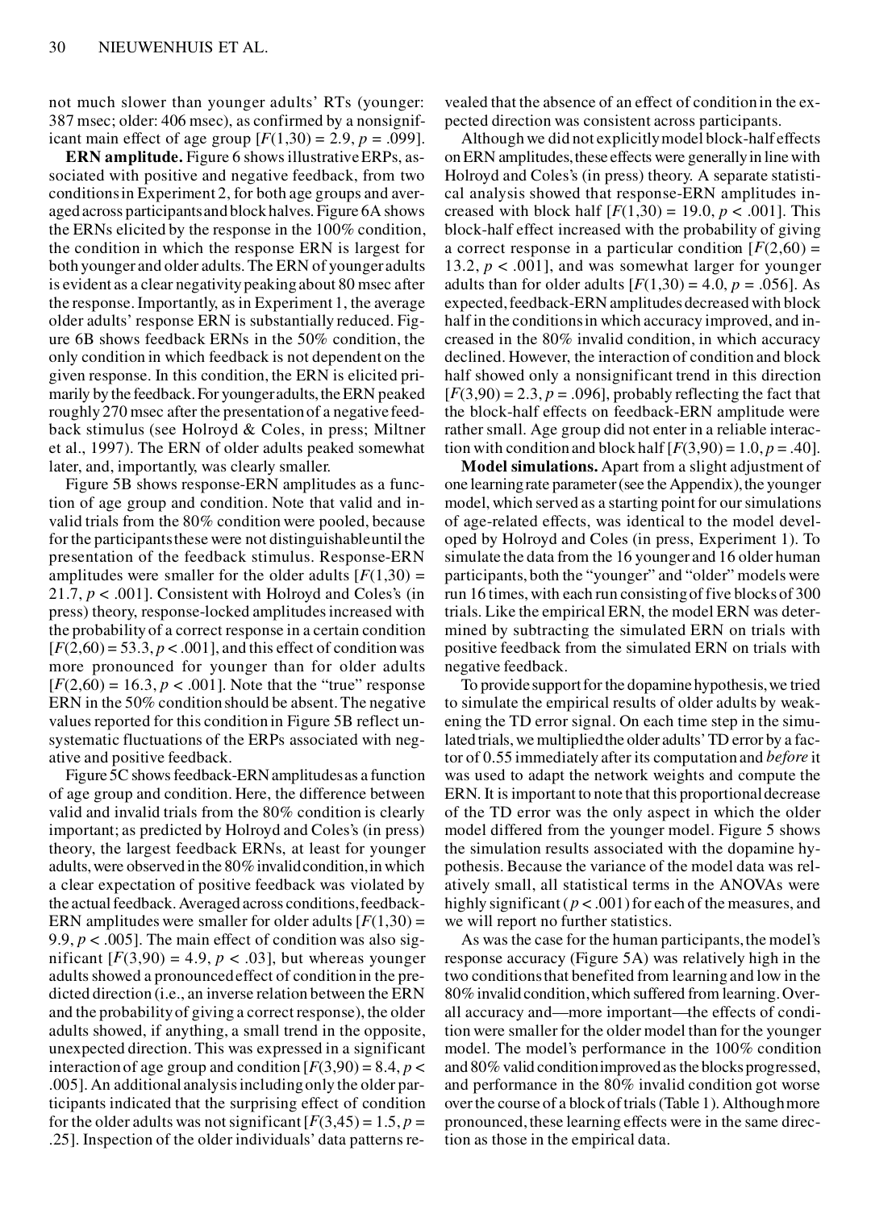not much slower than younger adults' RTs (younger: 387 msec; older: 406 msec), as confirmed by a nonsignificant main effect of age group [$F(1,30) = 2.9$, $p = .099$].

**ERN amplitude.** Figure 6 shows illustrative ERPs, associated with positive and negative feedback, from two conditions in Experiment 2, for both age groups and averaged across participants and block halves. Figure 6A shows the ERNs elicited by the response in the 100% condition, the condition in which the response ERN is largest for both younger and older adults. The ERN of younger adults is evident as a clear negativity peaking about 80 msec after the response. Importantly, as in Experiment 1, the average older adults' response ERN is substantially reduced. Figure 6B shows feedback ERNs in the 50% condition, the only condition in which feedback is not dependent on the given response. In this condition, the ERN is elicited primarily by the feedback. For younger adults, the ERN peaked roughly 270 msec after the presentation of a negative feedback stimulus (see Holroyd & Coles, in press; Miltner et al., 1997). The ERN of older adults peaked somewhat later, and, importantly, was clearly smaller.

Figure 5B shows response-ERN amplitudes as a function of age group and condition. Note that valid and invalid trials from the 80% condition were pooled, because for the participants these were not distinguishable until the presentation of the feedback stimulus. Response-ERN amplitudes were smaller for the older adults [$F(1,30) = 21.7$, $p < .001$]. Consistent with Holroyd and Coles's (in press) theory, response-locked amplitudes increased with the probability of a correct response in a certain condition [$F(2,60) = 53.3$, $p < .001$], and this effect of condition was more pronounced for younger than for older adults [$F(2,60) = 16.3$, $p < .001$]. Note that the "true" response ERN in the 50% condition should be absent. The negative values reported for this condition in Figure 5B reflect unsystematic fluctuations of the ERPs associated with negative and positive feedback.

Figure 5C shows feedback-ERN amplitudes as a function of age group and condition. Here, the difference between valid and invalid trials from the 80% condition is clearly important; as predicted by Holroyd and Coles's (in press) theory, the largest feedback ERNs, at least for younger adults, were observed in the 80% invalid condition, in which a clear expectation of positive feedback was violated by the actual feedback. Averaged across conditions, feedback-ERN amplitudes were smaller for older adults [$F(1,30) = 9.9$, $p < .005$]. The main effect of condition was also significant [$F(3,90) = 4.9$, $p < .03$], but whereas younger adults showed a pronounced effect of condition in the predicted direction (i.e., an inverse relation between the ERN and the probability of giving a correct response), the older adults showed, if anything, a small trend in the opposite, unexpected direction. This was expressed in a significant interaction of age group and condition [$F(3,90) = 8.4$, $p < .005$]. An additional analysis including only the older participants indicated that the surprising effect of condition for the older adults was not significant [$F(3,45) = 1.5$, $p = .25$]. Inspection of the older individuals' data patterns revealed that the absence of an effect of condition in the expected direction was consistent across participants.

Although we did not explicitly model block-half effects on ERN amplitudes, these effects were generally in line with Holroyd and Coles's (in press) theory. A separate statistical analysis showed that response-ERN amplitudes increased with block half [$F(1,30) = 19.0$, $p < .001$]. This block-half effect increased with the probability of giving a correct response in a particular condition [$F(2,60) = 13.2$, $p < .001$], and was somewhat larger for younger adults than for older adults [$F(1,30) = 4.0$, $p = .056$]. As expected, feedback-ERN amplitudes decreased with block half in the conditions in which accuracy improved, and increased in the 80% invalid condition, in which accuracy declined. However, the interaction of condition and block half showed only a nonsignificant trend in this direction [$F(3,90) = 2.3$, $p = .096$], probably reflecting the fact that the block-half effects on feedback-ERN amplitude were rather small. Age group did not enter in a reliable interaction with condition and block half [$F(3,90) = 1.0$, $p = .40$].

**Model simulations.** Apart from a slight adjustment of one learning rate parameter (see the Appendix), the younger model, which served as a starting point for our simulations of age-related effects, was identical to the model developed by Holroyd and Coles (in press, Experiment 1). To simulate the data from the 16 younger and 16 older human participants, both the "younger" and "older" models were run 16 times, with each run consisting of five blocks of 300 trials. Like the empirical ERN, the model ERN was determined by subtracting the simulated ERN on trials with positive feedback from the simulated ERN on trials with negative feedback.

To provide support for the dopamine hypothesis, we tried to simulate the empirical results of older adults by weakening the TD error signal. On each time step in the simulated trials, we multiplied the older adults' TD error by a factor of 0.55 immediately after its computation and *before* it was used to adapt the network weights and compute the ERN. It is important to note that this proportional decrease of the TD error was the only aspect in which the older model differed from the younger model. Figure 5 shows the simulation results associated with the dopamine hypothesis. Because the variance of the model data was relatively small, all statistical terms in the ANOVAs were highly significant ($p < .001$) for each of the measures, and we will report no further statistics.

As was the case for the human participants, the model's response accuracy (Figure 5A) was relatively high in the two conditions that benefited from learning and low in the 80% invalid condition, which suffered from learning. Overall accuracy and—more important—the effects of condition were smaller for the older model than for the younger model. The model's performance in the 100% condition and 80% valid condition improved as the blocks progressed, and performance in the 80% invalid condition got worse over the course of a block of trials (Table 1). Although more pronounced, these learning effects were in the same direction as those in the empirical data.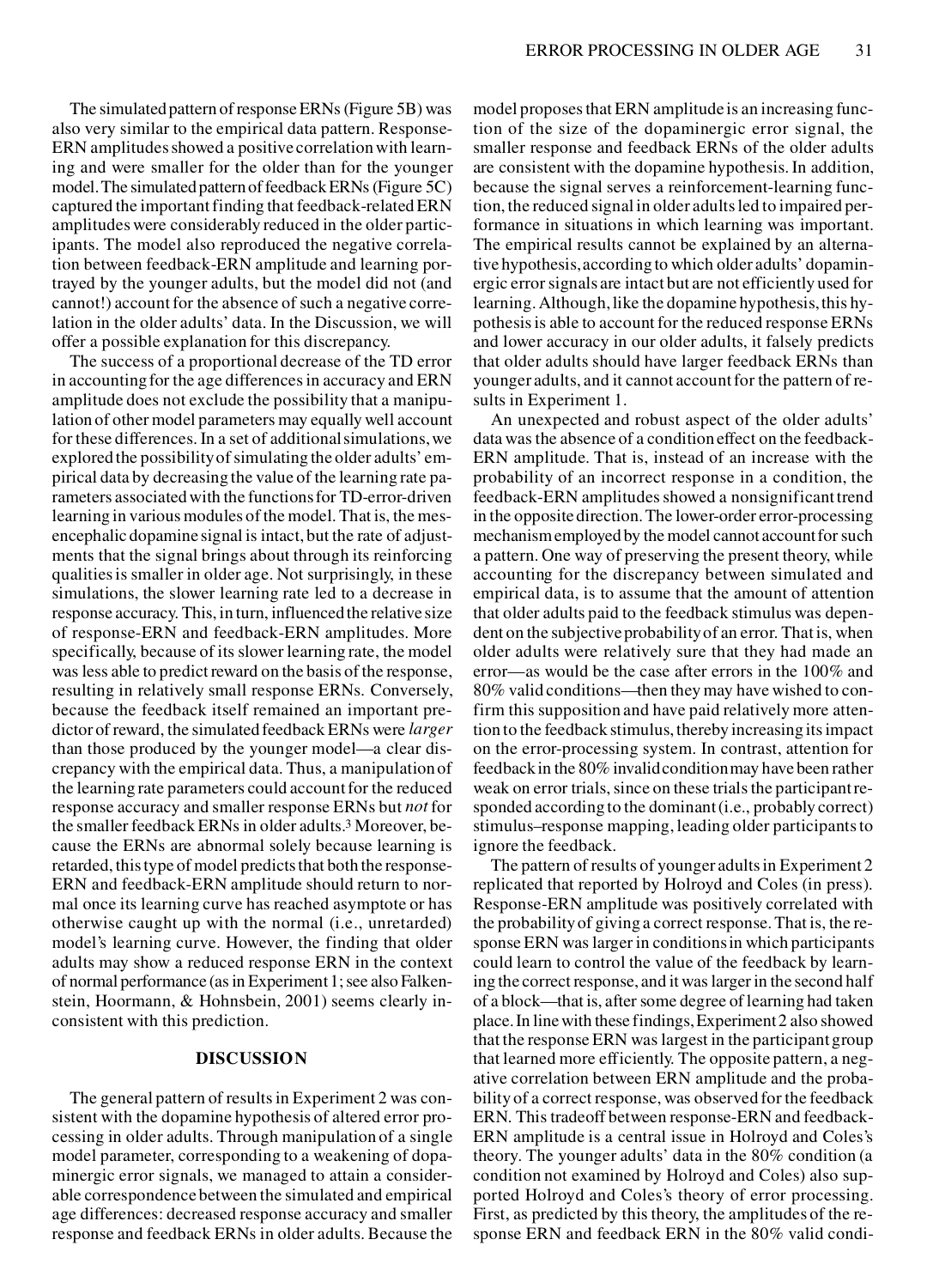The simulated pattern of response ERNs (Figure 5B) was also very similar to the empirical data pattern. Response-ERN amplitudes showed a positive correlation with learning and were smaller for the older than for the younger model. The simulated pattern of feedback ERNs (Figure 5C) captured the important finding that feedback-related ERN amplitudes were considerably reduced in the older participants. The model also reproduced the negative correlation between feedback-ERN amplitude and learning portrayed by the younger adults, but the model did not (and cannot!) account for the absence of such a negative correlation in the older adults' data. In the Discussion, we will offer a possible explanation for this discrepancy.

The success of a proportional decrease of the TD error in accounting for the age differences in accuracy and ERN amplitude does not exclude the possibility that a manipulation of other model parameters may equally well account for these differences. In a set of additional simulations, we explored the possibility of simulating the older adults' empirical data by decreasing the value of the learning rate parameters associated with the functions for TD-error-driven learning in various modules of the model. That is, the mesencephalic dopamine signal is intact, but the rate of adjustments that the signal brings about through its reinforcing qualities is smaller in older age. Not surprisingly, in these simulations, the slower learning rate led to a decrease in response accuracy. This, in turn, influenced the relative size of response-ERN and feedback-ERN amplitudes. More specifically, because of its slower learning rate, the model was less able to predict reward on the basis of the response, resulting in relatively small response ERNs. Conversely, because the feedback itself remained an important predictor of reward, the simulated feedback ERNs were *larger* than those produced by the younger model—a clear discrepancy with the empirical data. Thus, a manipulation of the learning rate parameters could account for the reduced response accuracy and smaller response ERNs but *not* for the smaller feedback ERNs in older adults.[3] Moreover, because the ERNs are abnormal solely because learning is retarded, this type of model predicts that both the response-ERN and feedback-ERN amplitude should return to normal once its learning curve has reached asymptote or has otherwise caught up with the normal (i.e., unretarded) model's learning curve. However, the finding that older adults may show a reduced response ERN in the context of normal performance (as in Experiment 1; see also Falkenstein, Hoormann, & Hohnsbein, 2001) seems clearly inconsistent with this prediction.

## DISCUSSION

The general pattern of results in Experiment 2 was consistent with the dopamine hypothesis of altered error processing in older adults. Through manipulation of a single model parameter, corresponding to a weakening of dopaminergic error signals, we managed to attain a considerable correspondence between the simulated and empirical age differences: decreased response accuracy and smaller response and feedback ERNs in older adults. Because the model proposes that ERN amplitude is an increasing function of the size of the dopaminergic error signal, the smaller response and feedback ERNs of the older adults are consistent with the dopamine hypothesis. In addition, because the signal serves a reinforcement-learning function, the reduced signal in older adults led to impaired performance in situations in which learning was important. The empirical results cannot be explained by an alternative hypothesis, according to which older adults' dopaminergic error signals are intact but are not efficiently used for learning. Although, like the dopamine hypothesis, this hypothesis is able to account for the reduced response ERNs and lower accuracy in our older adults, it falsely predicts that older adults should have larger feedback ERNs than younger adults, and it cannot account for the pattern of results in Experiment 1.

An unexpected and robust aspect of the older adults' data was the absence of a condition effect on the feedback-ERN amplitude. That is, instead of an increase with the probability of an incorrect response in a condition, the feedback-ERN amplitudes showed a nonsignificant trend in the opposite direction. The lower-order error-processing mechanism employed by the model cannot account for such a pattern. One way of preserving the present theory, while accounting for the discrepancy between simulated and empirical data, is to assume that the amount of attention that older adults paid to the feedback stimulus was dependent on the subjective probability of an error. That is, when older adults were relatively sure that they had made an error—as would be the case after errors in the 100% and 80% valid conditions—then they may have wished to confirm this supposition and have paid relatively more attention to the feedback stimulus, thereby increasing its impact on the error-processing system. In contrast, attention for feedback in the 80% invalid condition may have been rather weak on error trials, since on these trials the participant responded according to the dominant (i.e., probably correct) stimulus–response mapping, leading older participants to ignore the feedback.

The pattern of results of younger adults in Experiment 2 replicated that reported by Holroyd and Coles (in press). Response-ERN amplitude was positively correlated with the probability of giving a correct response. That is, the response ERN was larger in conditions in which participants could learn to control the value of the feedback by learning the correct response, and it was larger in the second half of a block—that is, after some degree of learning had taken place. In line with these findings, Experiment 2 also showed that the response ERN was largest in the participant group that learned more efficiently. The opposite pattern, a negative correlation between ERN amplitude and the probability of a correct response, was observed for the feedback ERN. This tradeoff between response-ERN and feedback-ERN amplitude is a central issue in Holroyd and Coles's theory. The younger adults' data in the 80% condition (a condition not examined by Holroyd and Coles) also supported Holroyd and Coles's theory of error processing. First, as predicted by this theory, the amplitudes of the response ERN and feedback ERN in the 80% valid condi-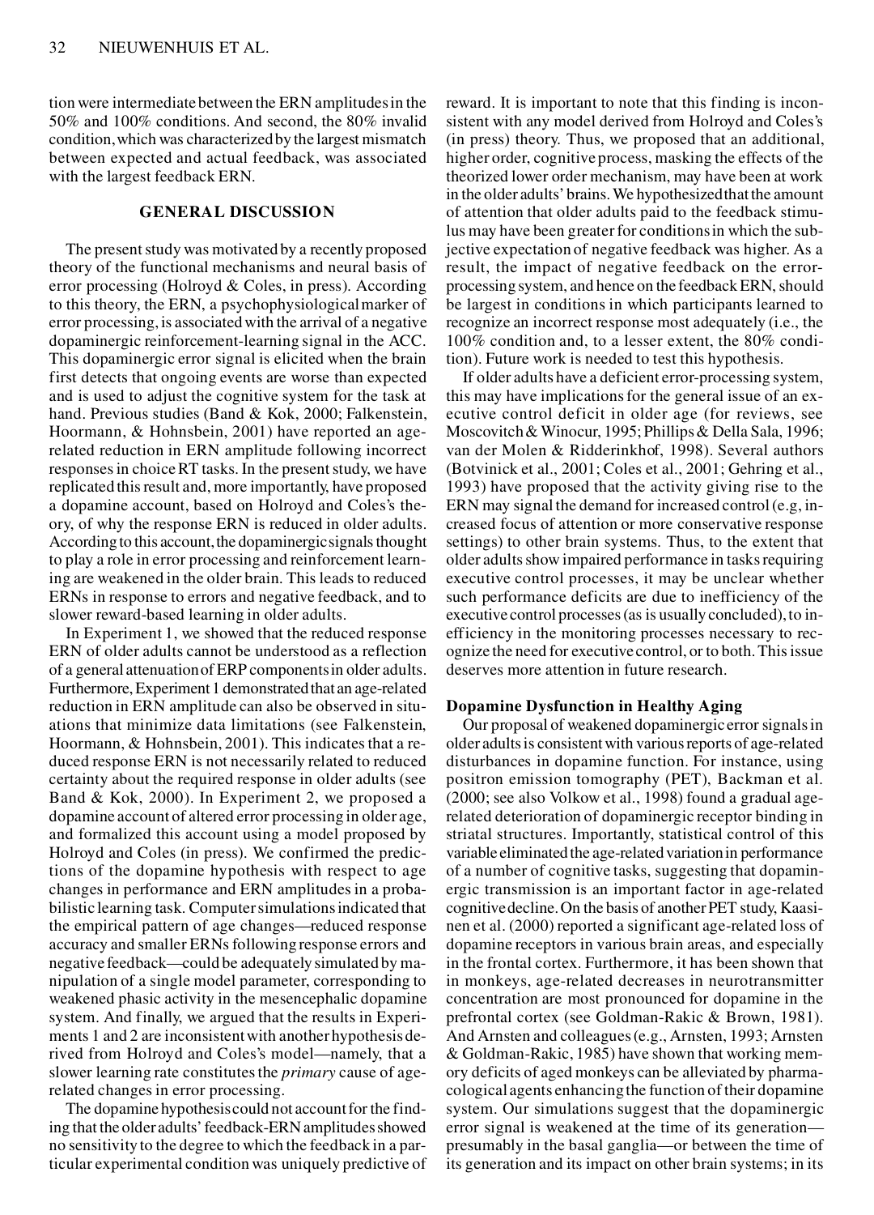tion were intermediate between the ERN amplitudes in the 50% and 100% conditions. And second, the 80% invalid condition, which was characterized by the largest mismatch between expected and actual feedback, was associated with the largest feedback ERN.

## GENERAL DISCUSSION

The present study was motivated by a recently proposed theory of the functional mechanisms and neural basis of error processing (Holroyd & Coles, in press). According to this theory, the ERN, a psychophysiological marker of error processing, is associated with the arrival of a negative dopaminergic reinforcement-learning signal in the ACC. This dopaminergic error signal is elicited when the brain first detects that ongoing events are worse than expected and is used to adjust the cognitive system for the task at hand. Previous studies (Band & Kok, 2000; Falkenstein, Hoormann, & Hohnsbein, 2001) have reported an age-related reduction in ERN amplitude following incorrect responses in choice RT tasks. In the present study, we have replicated this result and, more importantly, have proposed a dopamine account, based on Holroyd and Coles's theory, of why the response ERN is reduced in older adults. According to this account, the dopaminergic signals thought to play a role in error processing and reinforcement learning are weakened in the older brain. This leads to reduced ERNs in response to errors and negative feedback, and to slower reward-based learning in older adults.

In Experiment 1, we showed that the reduced response ERN of older adults cannot be understood as a reflection of a general attenuation of ERP components in older adults. Furthermore, Experiment 1 demonstrated that an age-related reduction in ERN amplitude can also be observed in situations that minimize data limitations (see Falkenstein, Hoormann, & Hohnsbein, 2001). This indicates that a reduced response ERN is not necessarily related to reduced certainty about the required response in older adults (see Band & Kok, 2000). In Experiment 2, we proposed a dopamine account of altered error processing in older age, and formalized this account using a model proposed by Holroyd and Coles (in press). We confirmed the predictions of the dopamine hypothesis with respect to age changes in performance and ERN amplitudes in a probabilistic learning task. Computer simulations indicated that the empirical pattern of age changes—reduced response accuracy and smaller ERNs following response errors and negative feedback—could be adequately simulated by manipulation of a single model parameter, corresponding to weakened phasic activity in the mesencephalic dopamine system. And finally, we argued that the results in Experiments 1 and 2 are inconsistent with another hypothesis derived from Holroyd and Coles's model—namely, that a slower learning rate constitutes the *primary* cause of age-related changes in error processing.

The dopamine hypothesis could not account for the finding that the older adults' feedback-ERN amplitudes showed no sensitivity to the degree to which the feedback in a particular experimental condition was uniquely predictive of reward. It is important to note that this finding is inconsistent with any model derived from Holroyd and Coles's (in press) theory. Thus, we proposed that an additional, higher order, cognitive process, masking the effects of the theorized lower order mechanism, may have been at work in the older adults' brains. We hypothesized that the amount of attention that older adults paid to the feedback stimulus may have been greater for conditions in which the subjective expectation of negative feedback was higher. As a result, the impact of negative feedback on the error-processing system, and hence on the feedback ERN, should be largest in conditions in which participants learned to recognize an incorrect response most adequately (i.e., the 100% condition and, to a lesser extent, the 80% condition). Future work is needed to test this hypothesis.

If older adults have a deficient error-processing system, this may have implications for the general issue of an executive control deficit in older age (for reviews, see Moscovitch & Winocur, 1995; Phillips & Della Sala, 1996; van der Molen & Ridderinkhof, 1998). Several authors (Botvinick et al., 2001; Coles et al., 2001; Gehring et al., 1993) have proposed that the activity giving rise to the ERN may signal the demand for increased control (e.g, increased focus of attention or more conservative response settings) to other brain systems. Thus, to the extent that older adults show impaired performance in tasks requiring executive control processes, it may be unclear whether such performance deficits are due to inefficiency of the executive control processes (as is usually concluded), to inefficiency in the monitoring processes necessary to recognize the need for executive control, or to both. This issue deserves more attention in future research.

### Dopamine Dysfunction in Healthy Aging

Our proposal of weakened dopaminergic error signals in older adults is consistent with various reports of age-related disturbances in dopamine function. For instance, using positron emission tomography (PET), Backman et al. (2000; see also Volkow et al., 1998) found a gradual age-related deterioration of dopaminergic receptor binding in striatal structures. Importantly, statistical control of this variable eliminated the age-related variation in performance of a number of cognitive tasks, suggesting that dopaminergic transmission is an important factor in age-related cognitive decline. On the basis of another PET study, Kaasinen et al. (2000) reported a significant age-related loss of dopamine receptors in various brain areas, and especially in the frontal cortex. Furthermore, it has been shown that in monkeys, age-related decreases in neurotransmitter concentration are most pronounced for dopamine in the prefrontal cortex (see Goldman-Rakic & Brown, 1981). And Arnsten and colleagues (e.g., Arnsten, 1993; Arnsten & Goldman-Rakic, 1985) have shown that working memory deficits of aged monkeys can be alleviated by pharmacological agents enhancing the function of their dopamine system. Our simulations suggest that the dopaminergic error signal is weakened at the time of its generation—presumably in the basal ganglia—or between the time of its generation and its impact on other brain systems; in its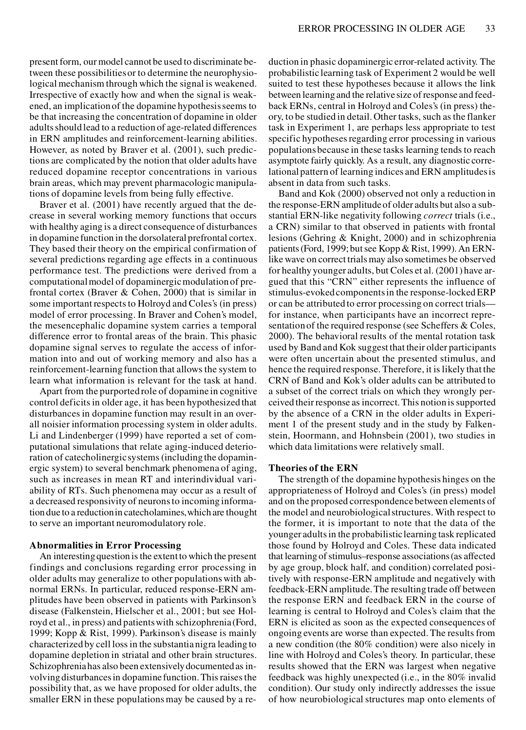present form, our model cannot be used to discriminate between these possibilities or to determine the neurophysiological mechanism through which the signal is weakened. Irrespective of exactly how and when the signal is weakened, an implication of the dopamine hypothesis seems to be that increasing the concentration of dopamine in older adults should lead to a reduction of age-related differences in ERN amplitudes and reinforcement-learning abilities. However, as noted by Braver et al. (2001), such predictions are complicated by the notion that older adults have reduced dopamine receptor concentrations in various brain areas, which may prevent pharmacologic manipulations of dopamine levels from being fully effective.

Braver et al. (2001) have recently argued that the decrease in several working memory functions that occurs with healthy aging is a direct consequence of disturbances in dopamine function in the dorsolateral prefrontal cortex. They based their theory on the empirical confirmation of several predictions regarding age effects in a continuous performance test. The predictions were derived from a computational model of dopaminergic modulation of prefrontal cortex (Braver & Cohen, 2000) that is similar in some important respects to Holroyd and Coles's (in press) model of error processing. In Braver and Cohen's model, the mesencephalic dopamine system carries a temporal difference error to frontal areas of the brain. This phasic dopamine signal serves to regulate the access of information into and out of working memory and also has a reinforcement-learning function that allows the system to learn what information is relevant for the task at hand.

Apart from the purported role of dopamine in cognitive control deficits in older age, it has been hypothesized that disturbances in dopamine function may result in an overall noisier information processing system in older adults. Li and Lindenberger (1999) have reported a set of computational simulations that relate aging-induced deterioration of catecholinergic systems (including the dopaminergic system) to several benchmark phenomena of aging, such as increases in mean RT and interindividual variability of RTs. Such phenomena may occur as a result of a decreased responsivity of neurons to incoming information due to a reduction in catecholamines, which are thought to serve an important neuromodulatory role.

### Abnormalities in Error Processing

An interesting question is the extent to which the present findings and conclusions regarding error processing in older adults may generalize to other populations with abnormal ERNs. In particular, reduced response-ERN amplitudes have been observed in patients with Parkinson's disease (Falkenstein, Hielscher et al., 2001; but see Holroyd et al., in press) and patients with schizophrenia (Ford, 1999; Kopp & Rist, 1999). Parkinson's disease is mainly characterized by cell loss in the substantia nigra leading to dopamine depletion in striatal and other brain structures. Schizophrenia has also been extensively documented as involving disturbances in dopamine function. This raises the possibility that, as we have proposed for older adults, the smaller ERN in these populations may be caused by a reduction in phasic dopaminergic error-related activity. The probabilistic learning task of Experiment 2 would be well suited to test these hypotheses because it allows the link between learning and the relative size of response and feedback ERNs, central in Holroyd and Coles's (in press) theory, to be studied in detail. Other tasks, such as the flanker task in Experiment 1, are perhaps less appropriate to test specific hypotheses regarding error processing in various populations because in these tasks learning tends to reach asymptote fairly quickly. As a result, any diagnostic correlational pattern of learning indices and ERN amplitudes is absent in data from such tasks.

Band and Kok (2000) observed not only a reduction in the response-ERN amplitude of older adults but also a substantial ERN-like negativity following *correct* trials (i.e., a CRN) similar to that observed in patients with frontal lesions (Gehring & Knight, 2000) and in schizophrenia patients (Ford, 1999; but see Kopp & Rist, 1999). An ERN-like wave on correct trials may also sometimes be observed for healthy younger adults, but Coles et al. (2001) have argued that this "CRN" either represents the influence of stimulus-evoked components in the response-locked ERP or can be attributed to error processing on correct trials—for instance, when participants have an incorrect representation of the required response (see Scheffers & Coles, 2000). The behavioral results of the mental rotation task used by Band and Kok suggest that their older participants were often uncertain about the presented stimulus, and hence the required response. Therefore, it is likely that the CRN of Band and Kok's older adults can be attributed to a subset of the correct trials on which they wrongly perceived their response as incorrect. This notion is supported by the absence of a CRN in the older adults in Experiment 1 of the present study and in the study by Falkenstein, Hoormann, and Hohnsbein (2001), two studies in which data limitations were relatively small.

### Theories of the ERN

The strength of the dopamine hypothesis hinges on the appropriateness of Holroyd and Coles's (in press) model and on the proposed correspondence between elements of the model and neurobiological structures. With respect to the former, it is important to note that the data of the younger adults in the probabilistic learning task replicated those found by Holroyd and Coles. These data indicated that learning of stimulus–response associations (as affected by age group, block half, and condition) correlated positively with response-ERN amplitude and negatively with feedback-ERN amplitude. The resulting trade off between the response ERN and feedback ERN in the course of learning is central to Holroyd and Coles's claim that the ERN is elicited as soon as the expected consequences of ongoing events are worse than expected. The results from a new condition (the 80% condition) were also nicely in line with Holroyd and Coles's theory. In particular, these results showed that the ERN was largest when negative feedback was highly unexpected (i.e., in the 80% invalid condition). Our study only indirectly addresses the issue of how neurobiological structures map onto elements of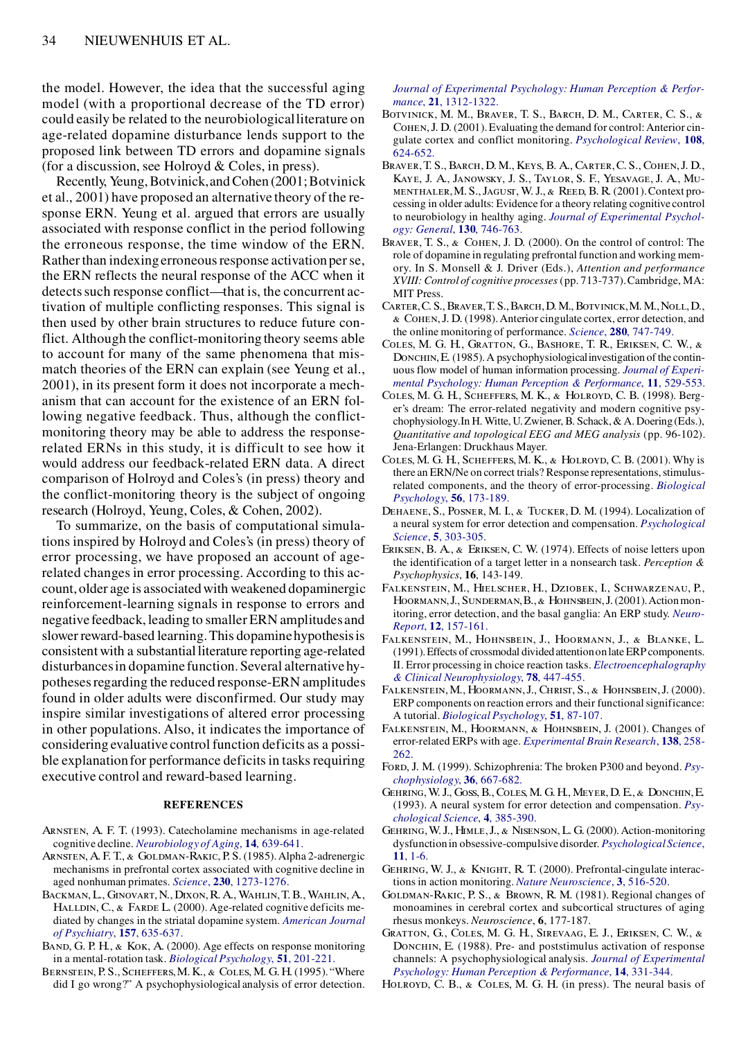the model. However, the idea that the successful aging model (with a proportional decrease of the TD error) could easily be related to the neurobiological literature on age-related dopamine disturbance lends support to the proposed link between TD errors and dopamine signals (for a discussion, see Holroyd & Coles, in press).

Recently, Yeung, Botvinick, and Cohen (2001; Botvinick et al., 2001) have proposed an alternative theory of the response ERN. Yeung et al. argued that errors are usually associated with response conflict in the period following the erroneous response, the time window of the ERN. Rather than indexing erroneous response activation per se, the ERN reflects the neural response of the ACC when it detects such response conflict—that is, the concurrent activation of multiple conflicting responses. This signal is then used by other brain structures to reduce future conflict. Although the conflict-monitoring theory seems able to account for many of the same phenomena that mismatch theories of the ERN can explain (see Yeung et al., 2001), in its present form it does not incorporate a mechanism that can account for the existence of an ERN following negative feedback. Thus, although the conflict-monitoring theory may be able to address the response-related ERNs in this study, it is difficult to see how it would address our feedback-related ERN data. A direct comparison of Holroyd and Coles's (in press) theory and the conflict-monitoring theory is the subject of ongoing research (Holroyd, Yeung, Coles, & Cohen, 2002).

To summarize, on the basis of computational simulations inspired by Holroyd and Coles's (in press) theory of error processing, we have proposed an account of age-related changes in error processing. According to this account, older age is associated with weakened dopaminergic reinforcement-learning signals in response to errors and negative feedback, leading to smaller ERN amplitudes and slower reward-based learning. This dopamine hypothesis is consistent with a substantial literature reporting age-related disturbances in dopamine function. Several alternative hypotheses regarding the reduced response-ERN amplitudes found in older adults were disconfirmed. Our study may inspire similar investigations of altered error processing in other populations. Also, it indicates the importance of considering evaluative control function deficits as a possible explanation for performance deficits in tasks requiring executive control and reward-based learning.

## REFERENCES

Arnsten, A. F. T. (1993). Catecholamine mechanisms in age-related cognitive decline. *Neurobiology of Aging*, **14**, 639-641.

Arnsten, A. F. T., & Goldman-Rakic, P. S. (1985). Alpha 2-adrenergic mechanisms in prefrontal cortex associated with cognitive decline in aged nonhuman primates. *Science*, **230**, 1273-1276.

Backman, L., Ginovart, N., Dixon, R. A., Wahlin, T. B., Wahlin, A., Halldin, C., & Farde L. (2000). Age-related cognitive deficits mediated by changes in the striatal dopamine system. *American Journal of Psychiatry*, **157**, 635-637.

Band, G. P. H., & Kok, A. (2000). Age effects on response monitoring in a mental-rotation task. *Biological Psychology*, **51**, 201-221.

Bernstein, P. S., Scheffers, M. K., & Coles, M. G. H. (1995). "Where did I go wrong?" A psychophysiological analysis of error detection. *Journal of Experimental Psychology: Human Perception & Performance*, **21**, 1312-1322.

Botvinick, M. M., Braver, T. S., Barch, D. M., Carter, C. S., & Cohen, J. D. (2001). Evaluating the demand for control: Anterior cingulate cortex and conflict monitoring. *Psychological Review*, **108**, 624-652.

Braver, T. S., Barch, D. M., Keys, B. A., Carter, C. S., Cohen, J. D., Kaye, J. A., Janowsky, J. S., Taylor, S. F., Yesavage, J. A., Mumenthaler, M. S., Jagust, W. J., & Reed, B. R. (2001). Context processing in older adults: Evidence for a theory relating cognitive control to neurobiology in healthy aging. *Journal of Experimental Psychology: General*, **130**, 746-763.

Braver, T. S., & Cohen, J. D. (2000). On the control of control: The role of dopamine in regulating prefrontal function and working memory. In S. Monsell & J. Driver (Eds.), *Attention and performance XVIII: Control of cognitive processes* (pp. 713-737). Cambridge, MA: MIT Press.

Carter, C. S., Braver, T. S., Barch, D. M., Botvinick, M. M., Noll, D., & Cohen, J. D. (1998). Anterior cingulate cortex, error detection, and the online monitoring of performance. *Science*, **280**, 747-749.

Coles, M. G. H., Gratton, G., Bashore, T. R., Eriksen, C. W., & Donchin, E. (1985). A psychophysiological investigation of the continuous flow model of human information processing. *Journal of Experimental Psychology: Human Perception & Performance*, **11**, 529-553.

Coles, M. G. H., Scheffers, M. K., & Holroyd, C. B. (1998). Berger's dream: The error-related negativity and modern cognitive psychophysiology. In H. Witte, U. Zwiener, B. Schack, & A. Doering (Eds.), *Quantitative and topological EEG and MEG analysis* (pp. 96-102). Jena-Erlangen: Druckhaus Mayer.

Coles, M. G. H., Scheffers, M. K., & Holroyd, C. B. (2001). Why is there an ERN/Ne on correct trials? Response representations, stimulus-related components, and the theory of error-processing. *Biological Psychology*, **56**, 173-189.

Dehaene, S., Posner, M. I., & Tucker, D. M. (1994). Localization of a neural system for error detection and compensation. *Psychological Science*, **5**, 303-305.

Eriksen, B. A., & Eriksen, C. W. (1974). Effects of noise letters upon the identification of a target letter in a nonsearch task. *Perception & Psychophysics*, **16**, 143-149.

Falkenstein, M., Hielscher, H., Dziobek, I., Schwarzenau, P., Hoormann, J., Sunderman, B., & Hohnsbein, J. (2001). Action monitoring, error detection, and the basal ganglia: An ERP study. *NeuroReport*, **12**, 157-161.

Falkenstein, M., Hohnsbein, J., Hoormann, J., & Blanke, L. (1991). Effects of crossmodal divided attention on late ERP components. II. Error processing in choice reaction tasks. *Electroencephalography & Clinical Neurophysiology*, **78**, 447-455.

Falkenstein, M., Hoormann, J., Christ, S., & Hohnsbein, J. (2000). ERP components on reaction errors and their functional significance: A tutorial. *Biological Psychology*, **51**, 87-107.

Falkenstein, M., Hoormann, & Hohnsbein, J. (2001). Changes of error-related ERPs with age. *Experimental Brain Research*, **138**, 258-262.

Ford, J. M. (1999). Schizophrenia: The broken P300 and beyond. *Psychophysiology*, **36**, 667-682.

Gehring, W. J., Goss, B., Coles, M. G. H., Meyer, D. E., & Donchin, E. (1993). A neural system for error detection and compensation. *Psychological Science*, **4**, 385-390.

Gehring, W. J., Himle, J., & Nisenson, L. G. (2000). Action-monitoring dysfunction in obsessive-compulsive disorder. *Psychological Science*, **11**, 1-6.

Gehring, W. J., & Knight, R. T. (2000). Prefrontal-cingulate interactions in action monitoring. *Nature Neuroscience*, **3**, 516-520.

Goldman-Rakic, P. S., & Brown, R. M. (1981). Regional changes of monoamines in cerebral cortex and subcortical structures of aging rhesus monkeys. *Neuroscience*, **6**, 177-187.

Gratton, G., Coles, M. G. H., Sirevaag, E. J., Eriksen, C. W., & Donchin, E. (1988). Pre- and poststimulus activation of response channels: A psychophysiological analysis. *Journal of Experimental Psychology: Human Perception & Performance*, **14**, 331-344.

Holroyd, C. B., & Coles, M. G. H. (in press). The neural basis of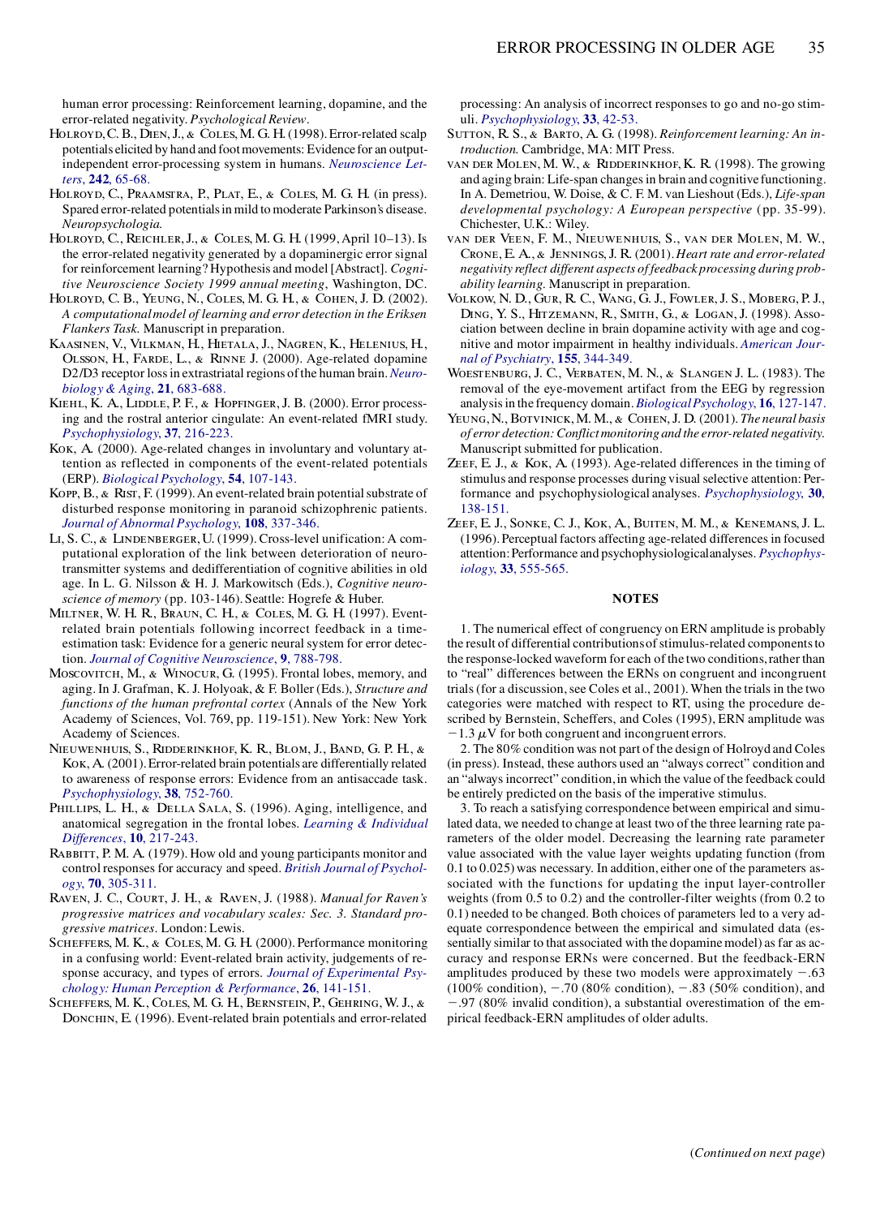human error processing: Reinforcement learning, dopamine, and the error-related negativity. *Psychological Review*.

Holroyd, C. B., Dien, J., & Coles, M. G. H. (1998). Error-related scalp potentials elicited by hand and foot movements: Evidence for an output-independent error-processing system in humans. *Neuroscience Letters*, **242**, 65-68.

Holroyd, C., Praamstra, P., Plat, E., & Coles, M. G. H. (in press). Spared error-related potentials in mild to moderate Parkinson's disease. *Neuropsychologia*.

Holroyd, C., Reichler, J., & Coles, M. G. H. (1999, April 10–13). Is the error-related negativity generated by a dopaminergic error signal for reinforcement learning? Hypothesis and model [Abstract]. *Cognitive Neuroscience Society 1999 annual meeting*, Washington, DC.

Holroyd, C. B., Yeung, N., Coles, M. G. H., & Cohen, J. D. (2002). *A computational model of learning and error detection in the Eriksen Flankers Task.* Manuscript in preparation.

Kaasinen, V., Vilkman, H., Hietala, J., Nagren, K., Helenius, H., Olsson, H., Farde, L., & Rinne J. (2000). Age-related dopamine D2/D3 receptor loss in extrastriatal regions of the human brain. *Neurobiology & Aging*, **21**, 683-688.

Kiehl, K. A., Liddle, P. F., & Hopfinger, J. B. (2000). Error processing and the rostral anterior cingulate: An event-related fMRI study. *Psychophysiology*, **37**, 216-223.

Kok, A. (2000). Age-related changes in involuntary and voluntary attention as reflected in components of the event-related potentials (ERP). *Biological Psychology*, **54**, 107-143.

Kopp, B., & Rist, F. (1999). An event-related brain potential substrate of disturbed response monitoring in paranoid schizophrenic patients. *Journal of Abnormal Psychology*, **108**, 337-346.

Li, S. C., & Lindenberger, U. (1999). Cross-level unification: A computational exploration of the link between deterioration of neurotransmitter systems and dedifferentiation of cognitive abilities in old age. In L. G. Nilsson & H. J. Markowitsch (Eds.), *Cognitive neuroscience of memory* (pp. 103-146). Seattle: Hogrefe & Huber.

Miltner, W. H. R., Braun, C. H., & Coles, M. G. H. (1997). Event-related brain potentials following incorrect feedback in a time-estimation task: Evidence for a generic neural system for error detection. *Journal of Cognitive Neuroscience*, **9**, 788-798.

Moscovitch, M., & Winocur, G. (1995). Frontal lobes, memory, and aging. In J. Grafman, K. J. Holyoak, & F. Boller (Eds.), *Structure and functions of the human prefrontal cortex* (Annals of the New York Academy of Sciences, Vol. 769, pp. 119-151). New York: New York Academy of Sciences.

Nieuwenhuis, S., Ridderinkhof, K. R., Blom, J., Band, G. P. H., & Kok, A. (2001). Error-related brain potentials are differentially related to awareness of response errors: Evidence from an antisaccade task. *Psychophysiology*, **38**, 752-760.

Phillips, L. H., & Della Sala, S. (1996). Aging, intelligence, and anatomical segregation in the frontal lobes. *Learning & Individual Differences*, **10**, 217-243.

Rabbitt, P. M. A. (1979). How old and young participants monitor and control responses for accuracy and speed. *British Journal of Psychology*, **70**, 305-311.

Raven, J. C., Court, J. H., & Raven, J. (1988). *Manual for Raven's progressive matrices and vocabulary scales: Sec. 3. Standard progressive matrices*. London: Lewis.

Scheffers, M. K., & Coles, M. G. H. (2000). Performance monitoring in a confusing world: Event-related brain activity, judgements of response accuracy, and types of errors. *Journal of Experimental Psychology: Human Perception & Performance*, **26**, 141-151.

Scheffers, M. K., Coles, M. G. H., Bernstein, P., Gehring, W. J., & Donchin, E. (1996). Event-related brain potentials and error-related processing: An analysis of incorrect responses to go and no-go stimuli. *Psychophysiology*, **33**, 42-53.

Sutton, R. S., & Barto, A. G. (1998). *Reinforcement learning: An introduction.* Cambridge, MA: MIT Press.

van der Molen, M. W., & Ridderinkhof, K. R. (1998). The growing and aging brain: Life-span changes in brain and cognitive functioning. In A. Demetriou, W. Doise, & C. F. M. van Lieshout (Eds.), *Life-span developmental psychology: A European perspective* (pp. 35-99). Chichester, U.K.: Wiley.

van der Veen, F. M., Nieuwenhuis, S., van der Molen, M. W., Crone, E. A., & Jennings, J. R. (2001). *Heart rate and error-related negativity reflect different aspects of feedback processing during probability learning.* Manuscript in preparation.

Volkow, N. D., Gur, R. C., Wang, G. J., Fowler, J. S., Moberg, P. J., Ding, Y. S., Hitzemann, R., Smith, G., & Logan, J. (1998). Association between decline in brain dopamine activity with age and cognitive and motor impairment in healthy individuals. *American Journal of Psychiatry*, **155**, 344-349.

Woestenburg, J. C., Verbaten, M. N., & Slangen J. L. (1983). The removal of the eye-movement artifact from the EEG by regression analysis in the frequency domain. *Biological Psychology*, **16**, 127-147.

Yeung, N., Botvinick, M. M., & Cohen, J. D. (2001). *The neural basis of error detection: Conflict monitoring and the error-related negativity.* Manuscript submitted for publication.

Zeef, E. J., & Kok, A. (1993). Age-related differences in the timing of stimulus and response processes during visual selective attention: Performance and psychophysiological analyses. *Psychophysiology*, **30**, 138-151.

Zeef, E. J., Sonke, C. J., Kok, A., Buiten, M. M., & Kenemans, J. L. (1996). Perceptual factors affecting age-related differences in focused attention: Performance and psychophysiological analyses. *Psychophysiology*, **33**, 555-565.

## NOTES

1. The numerical effect of congruency on ERN amplitude is probably the result of differential contributions of stimulus-related components to the response-locked waveform for each of the two conditions, rather than to "real" differences between the ERNs on congruent and incongruent trials (for a discussion, see Coles et al., 2001). When the trials in the two categories were matched with respect to RT, using the procedure described by Bernstein, Scheffers, and Coles (1995), ERN amplitude was $-1.3\ \mu$V for both congruent and incongruent errors.

2. The 80% condition was not part of the design of Holroyd and Coles (in press). Instead, these authors used an "always correct" condition and an "always incorrect" condition, in which the value of the feedback could be entirely predicted on the basis of the imperative stimulus.

3. To reach a satisfying correspondence between empirical and simulated data, we needed to change at least two of the three learning rate parameters of the older model. Decreasing the learning rate parameter value associated with the value layer weights updating function (from 0.1 to 0.025) was necessary. In addition, either one of the parameters associated with the functions for updating the input layer-controller weights (from 0.5 to 0.2) and the controller-filter weights (from 0.2 to 0.1) needed to be changed. Both choices of parameters led to a very adequate correspondence between the empirical and simulated data (essentially similar to that associated with the dopamine model) as far as accuracy and response ERNs were concerned. But the feedback-ERN amplitudes produced by these two models were approximately $-.63$ (100% condition), $-.70$ (80% condition), $-.83$ (50% condition), and $-.97$ (80% invalid condition), a substantial overestimation of the empirical feedback-ERN amplitudes of older adults.

(*Continued on next page*)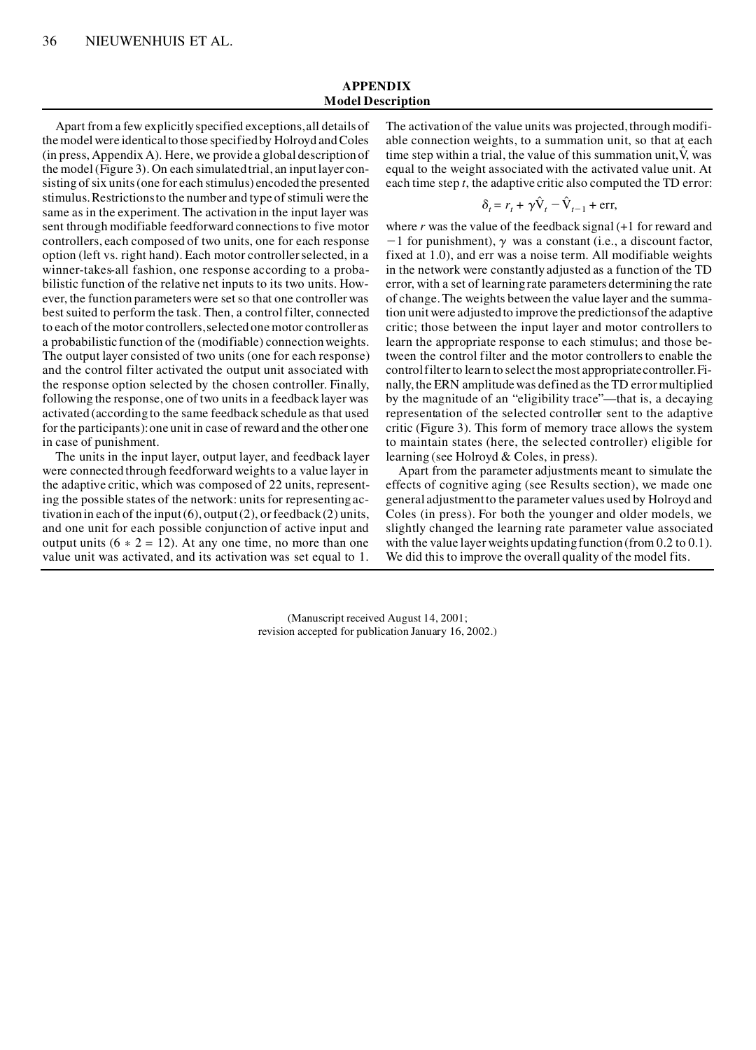## APPENDIX
### Model Description

Apart from a few explicitly specified exceptions, all details of the model were identical to those specified by Holroyd and Coles (in press, Appendix A). Here, we provide a global description of the model (Figure 3). On each simulated trial, an input layer consisting of six units (one for each stimulus) encoded the presented stimulus. Restrictions to the number and type of stimuli were the same as in the experiment. The activation in the input layer was sent through modifiable feedforward connections to five motor controllers, each composed of two units, one for each response option (left vs. right hand). Each motor controller selected, in a winner-takes-all fashion, one response according to a probabilistic function of the relative net inputs to its two units. However, the function parameters were set so that one controller was best suited to perform the task. Then, a control filter, connected to each of the motor controllers, selected one motor controller as a probabilistic function of the (modifiable) connection weights. The output layer consisted of two units (one for each response) and the control filter activated the output unit associated with the response option selected by the chosen controller. Finally, following the response, one of two units in a feedback layer was activated (according to the same feedback schedule as that used for the participants): one unit in case of reward and the other one in case of punishment.

The units in the input layer, output layer, and feedback layer were connected through feedforward weights to a value layer in the adaptive critic, which was composed of 22 units, representing the possible states of the network: units for representing activation in each of the input (6), output (2), or feedback (2) units, and one unit for each possible conjunction of active input and output units ($6 * 2 = 12$). At any one time, no more than one value unit was activated, and its activation was set equal to 1. The activation of the value units was projected, through modifiable connection weights, to a summation unit, so that at each time step within a trial, the value of this summation unit, $\hat{V}$, was equal to the weight associated with the activated value unit. At each time step $t$, the adaptive critic also computed the TD error:

$$\delta_t = r_t + \gamma \hat{V}_t - \hat{V}_{t-1} + \text{err},$$

where $r$ was the value of the feedback signal (+1 for reward and $-1$ for punishment), $\gamma$ was a constant (i.e., a discount factor, fixed at 1.0), and err was a noise term. All modifiable weights in the network were constantly adjusted as a function of the TD error, with a set of learning rate parameters determining the rate of change. The weights between the value layer and the summation unit were adjusted to improve the predictions of the adaptive critic; those between the input layer and motor controllers to learn the appropriate response to each stimulus; and those between the control filter and the motor controllers to enable the control filter to learn to select the most appropriate controller. Finally, the ERN amplitude was defined as the TD error multiplied by the magnitude of an "eligibility trace"—that is, a decaying representation of the selected controller sent to the adaptive critic (Figure 3). This form of memory trace allows the system to maintain states (here, the selected controller) eligible for learning (see Holroyd & Coles, in press).

Apart from the parameter adjustments meant to simulate the effects of cognitive aging (see Results section), we made one general adjustment to the parameter values used by Holroyd and Coles (in press). For both the younger and older models, we slightly changed the learning rate parameter value associated with the value layer weights updating function (from 0.2 to 0.1). We did this to improve the overall quality of the model fits.

(Manuscript received August 14, 2001;
revision accepted for publication January 16, 2002.)